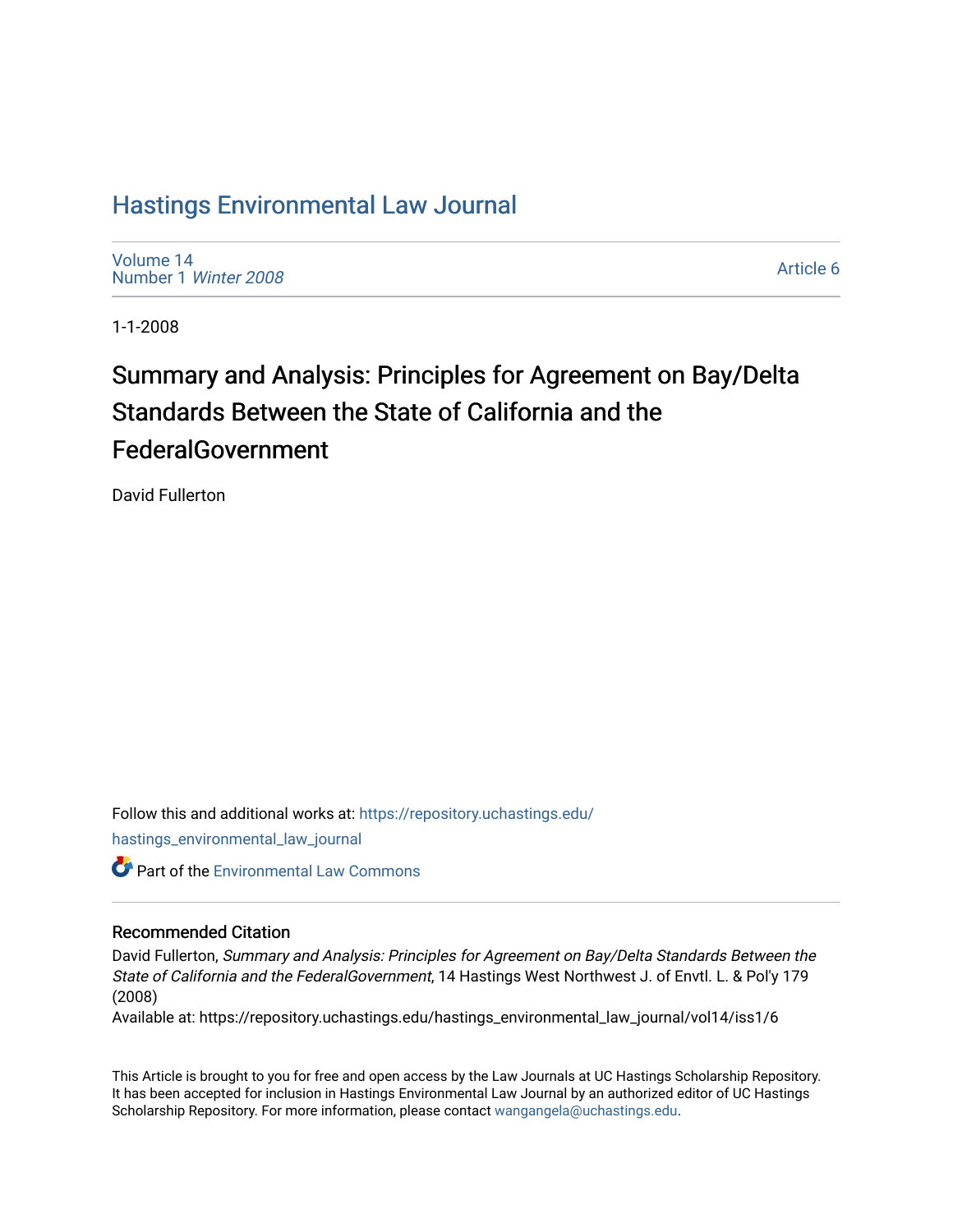# Hastings Environmental Law Journal

Volume 14
Number 1 *Winter 2008*

Article 6

1-1-2008

## Summary and Analysis: Principles for Agreement on Bay/Delta Standards Between the State of California and the FederalGovernment

David Fullerton

Follow this and additional works at: https://repository.uchastings.edu/hastings_environmental_law_journal

Part of the Environmental Law Commons

### Recommended Citation

David Fullerton, *Summary and Analysis: Principles for Agreement on Bay/Delta Standards Between the State of California and the FederalGovernment*, 14 Hastings West Northwest J. of Envtl. L. & Pol'y 179 (2008)

Available at: https://repository.uchastings.edu/hastings_environmental_law_journal/vol14/iss1/6

This Article is brought to you for free and open access by the Law Journals at UC Hastings Scholarship Repository. It has been accepted for inclusion in Hastings Environmental Law Journal by an authorized editor of UC Hastings Scholarship Repository. For more information, please contact wangangela@uchastings.edu.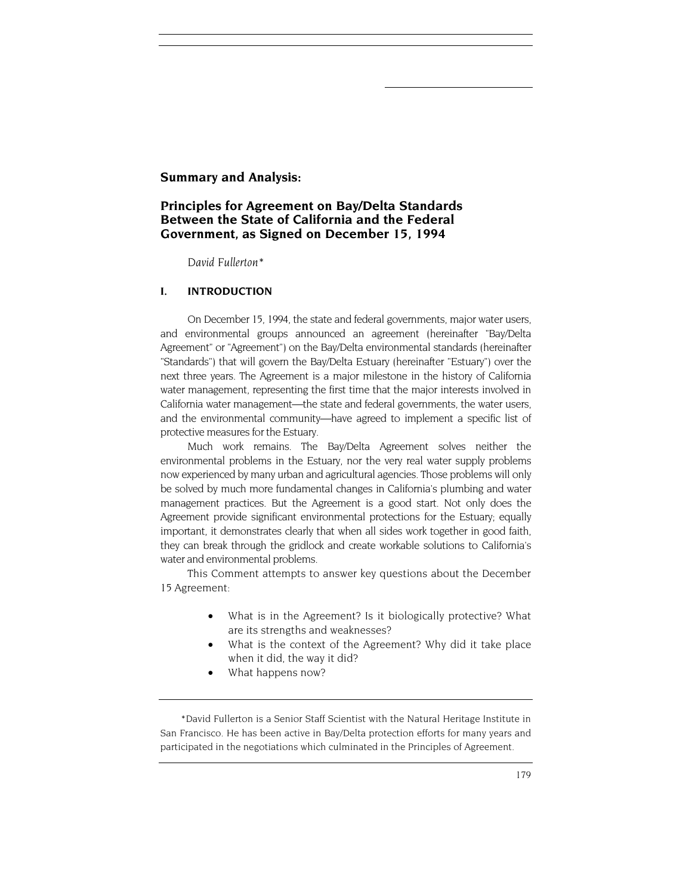## Summary and Analysis:

## Principles for Agreement on Bay/Delta Standards Between the State of California and the Federal Government, as Signed on December 15, 1994

*David Fullerton**

### I. INTRODUCTION

On December 15, 1994, the state and federal governments, major water users, and environmental groups announced an agreement (hereinafter "Bay/Delta Agreement" or "Agreement") on the Bay/Delta environmental standards (hereinafter "Standards") that will govern the Bay/Delta Estuary (hereinafter "Estuary") over the next three years. The Agreement is a major milestone in the history of California water management, representing the first time that the major interests involved in California water management—the state and federal governments, the water users, and the environmental community—have agreed to implement a specific list of protective measures for the Estuary.

Much work remains. The Bay/Delta Agreement solves neither the environmental problems in the Estuary, nor the very real water supply problems now experienced by many urban and agricultural agencies. Those problems will only be solved by much more fundamental changes in California's plumbing and water management practices. But the Agreement is a good start. Not only does the Agreement provide significant environmental protections for the Estuary; equally important, it demonstrates clearly that when all sides work together in good faith, they can break through the gridlock and create workable solutions to California's water and environmental problems.

This Comment attempts to answer key questions about the December 15 Agreement:

- What is in the Agreement? Is it biologically protective? What are its strengths and weaknesses?
- What is the context of the Agreement? Why did it take place when it did, the way it did?
- What happens now?

*David Fullerton is a Senior Staff Scientist with the Natural Heritage Institute in San Francisco. He has been active in Bay/Delta protection efforts for many years and participated in the negotiations which culminated in the Principles of Agreement.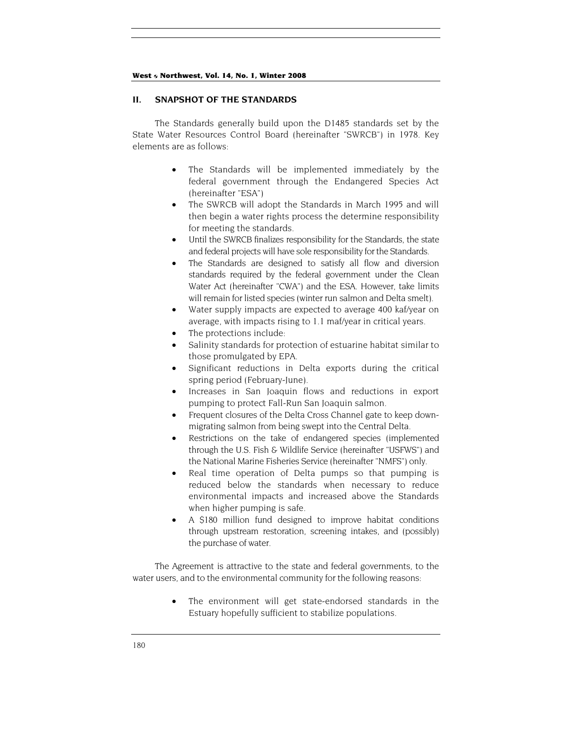## II. SNAPSHOT OF THE STANDARDS

The Standards generally build upon the D1485 standards set by the State Water Resources Control Board (hereinafter "SWRCB") in 1978. Key elements are as follows:

- The Standards will be implemented immediately by the federal government through the Endangered Species Act (hereinafter "ESA")
- The SWRCB will adopt the Standards in March 1995 and will then begin a water rights process the determine responsibility for meeting the standards.
- Until the SWRCB finalizes responsibility for the Standards, the state and federal projects will have sole responsibility for the Standards.
- The Standards are designed to satisfy all flow and diversion standards required by the federal government under the Clean Water Act (hereinafter "CWA") and the ESA. However, take limits will remain for listed species (winter run salmon and Delta smelt).
- Water supply impacts are expected to average 400 kaf/year on average, with impacts rising to 1.1 maf/year in critical years.
- The protections include:
- Salinity standards for protection of estuarine habitat similar to those promulgated by EPA.
- Significant reductions in Delta exports during the critical spring period (February-June).
- Increases in San Joaquin flows and reductions in export pumping to protect Fall-Run San Joaquin salmon.
- Frequent closures of the Delta Cross Channel gate to keep down-migrating salmon from being swept into the Central Delta.
- Restrictions on the take of endangered species (implemented through the U.S. Fish & Wildlife Service (hereinafter "USFWS") and the National Marine Fisheries Service (hereinafter "NMFS") only.
- Real time operation of Delta pumps so that pumping is reduced below the standards when necessary to reduce environmental impacts and increased above the Standards when higher pumping is safe.
- A $180 million fund designed to improve habitat conditions through upstream restoration, screening intakes, and (possibly) the purchase of water.

The Agreement is attractive to the state and federal governments, to the water users, and to the environmental community for the following reasons:

- The environment will get state-endorsed standards in the Estuary hopefully sufficient to stabilize populations.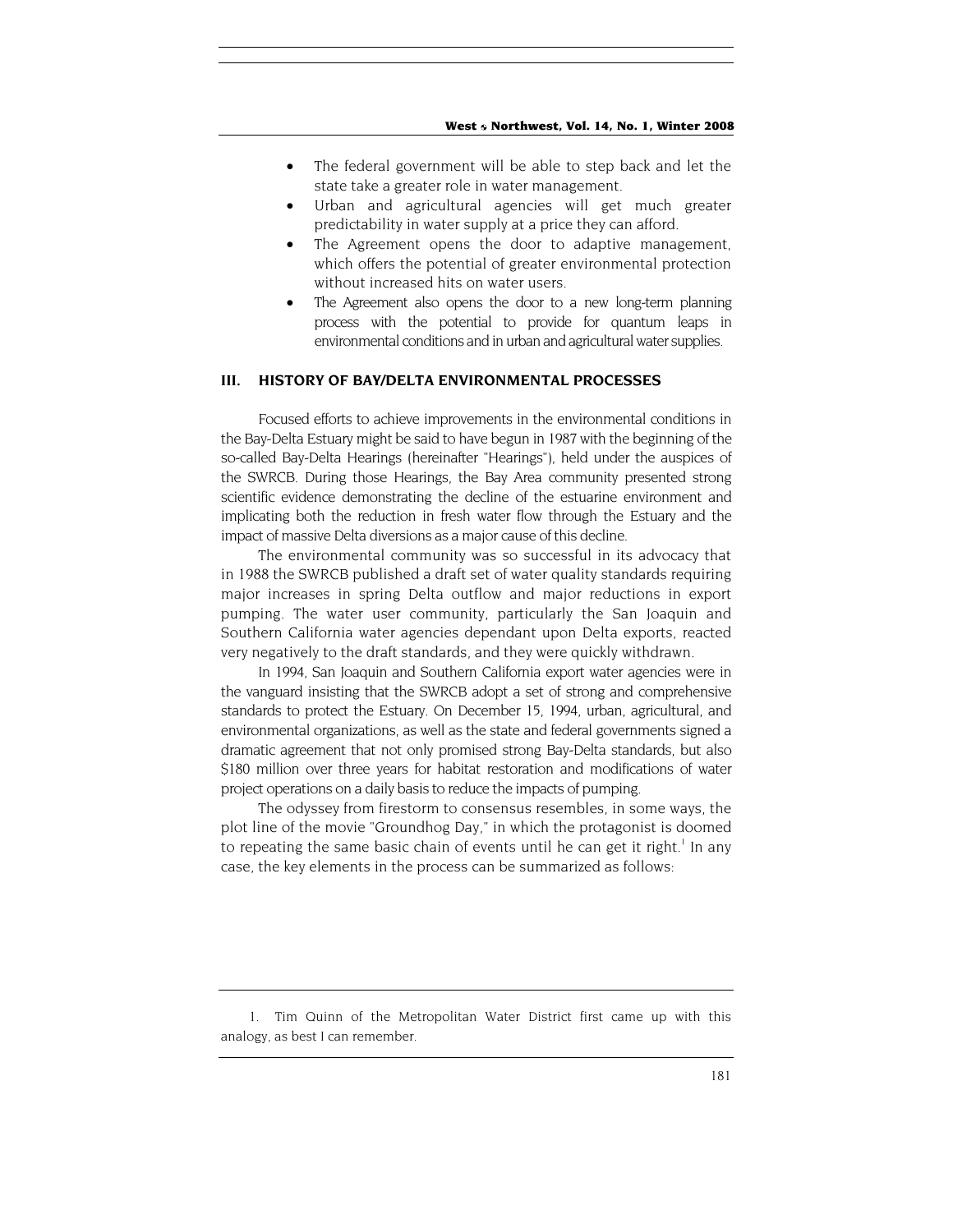- The federal government will be able to step back and let the state take a greater role in water management.
- Urban and agricultural agencies will get much greater predictability in water supply at a price they can afford.
- The Agreement opens the door to adaptive management, which offers the potential of greater environmental protection without increased hits on water users.
- The Agreement also opens the door to a new long-term planning process with the potential to provide for quantum leaps in environmental conditions and in urban and agricultural water supplies.

## III. HISTORY OF BAY/DELTA ENVIRONMENTAL PROCESSES

Focused efforts to achieve improvements in the environmental conditions in the Bay-Delta Estuary might be said to have begun in 1987 with the beginning of the so-called Bay-Delta Hearings (hereinafter "Hearings"), held under the auspices of the SWRCB. During those Hearings, the Bay Area community presented strong scientific evidence demonstrating the decline of the estuarine environment and implicating both the reduction in fresh water flow through the Estuary and the impact of massive Delta diversions as a major cause of this decline.

The environmental community was so successful in its advocacy that in 1988 the SWRCB published a draft set of water quality standards requiring major increases in spring Delta outflow and major reductions in export pumping. The water user community, particularly the San Joaquin and Southern California water agencies dependant upon Delta exports, reacted very negatively to the draft standards, and they were quickly withdrawn.

In 1994, San Joaquin and Southern California export water agencies were in the vanguard insisting that the SWRCB adopt a set of strong and comprehensive standards to protect the Estuary. On December 15, 1994, urban, agricultural, and environmental organizations, as well as the state and federal governments signed a dramatic agreement that not only promised strong Bay-Delta standards, but also $180 million over three years for habitat restoration and modifications of water project operations on a daily basis to reduce the impacts of pumping.

The odyssey from firestorm to consensus resembles, in some ways, the plot line of the movie "Groundhog Day," in which the protagonist is doomed to repeating the same basic chain of events until he can get it right.[1] In any case, the key elements in the process can be summarized as follows:

---

1. Tim Quinn of the Metropolitan Water District first came up with this analogy, as best I can remember.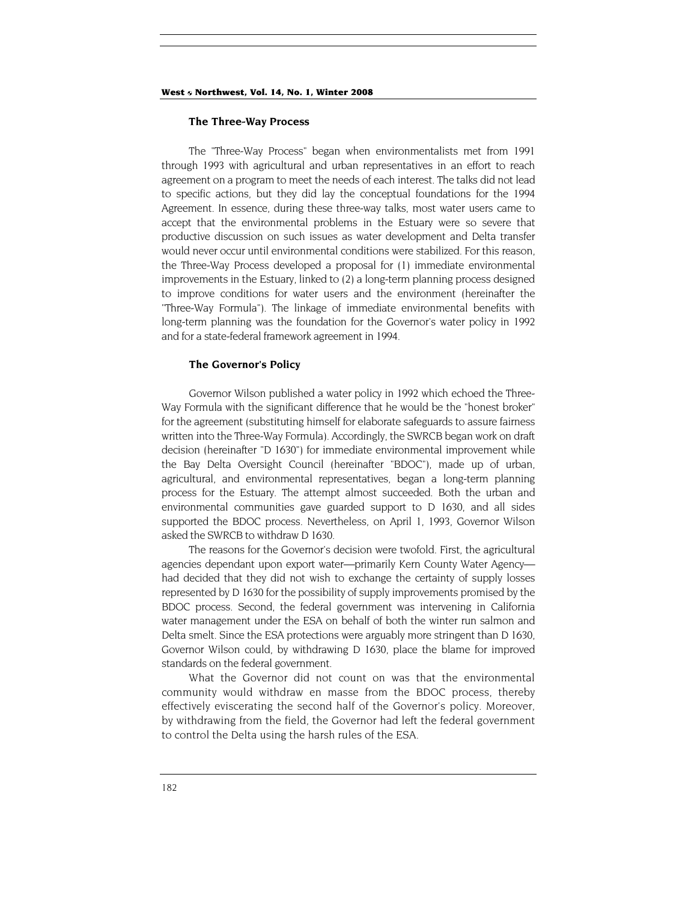### The Three-Way Process

The "Three-Way Process" began when environmentalists met from 1991 through 1993 with agricultural and urban representatives in an effort to reach agreement on a program to meet the needs of each interest. The talks did not lead to specific actions, but they did lay the conceptual foundations for the 1994 Agreement. In essence, during these three-way talks, most water users came to accept that the environmental problems in the Estuary were so severe that productive discussion on such issues as water development and Delta transfer would never occur until environmental conditions were stabilized. For this reason, the Three-Way Process developed a proposal for (1) immediate environmental improvements in the Estuary, linked to (2) a long-term planning process designed to improve conditions for water users and the environment (hereinafter the "Three-Way Formula"). The linkage of immediate environmental benefits with long-term planning was the foundation for the Governor's water policy in 1992 and for a state-federal framework agreement in 1994.

### The Governor's Policy

Governor Wilson published a water policy in 1992 which echoed the Three-Way Formula with the significant difference that he would be the "honest broker" for the agreement (substituting himself for elaborate safeguards to assure fairness written into the Three-Way Formula). Accordingly, the SWRCB began work on draft decision (hereinafter "D 1630") for immediate environmental improvement while the Bay Delta Oversight Council (hereinafter "BDOC"), made up of urban, agricultural, and environmental representatives, began a long-term planning process for the Estuary. The attempt almost succeeded. Both the urban and environmental communities gave guarded support to D 1630, and all sides supported the BDOC process. Nevertheless, on April 1, 1993, Governor Wilson asked the SWRCB to withdraw D 1630.

The reasons for the Governor's decision were twofold. First, the agricultural agencies dependant upon export water—primarily Kern County Water Agency—had decided that they did not wish to exchange the certainty of supply losses represented by D 1630 for the possibility of supply improvements promised by the BDOC process. Second, the federal government was intervening in California water management under the ESA on behalf of both the winter run salmon and Delta smelt. Since the ESA protections were arguably more stringent than D 1630, Governor Wilson could, by withdrawing D 1630, place the blame for improved standards on the federal government.

What the Governor did not count on was that the environmental community would withdraw en masse from the BDOC process, thereby effectively eviscerating the second half of the Governor's policy. Moreover, by withdrawing from the field, the Governor had left the federal government to control the Delta using the harsh rules of the ESA.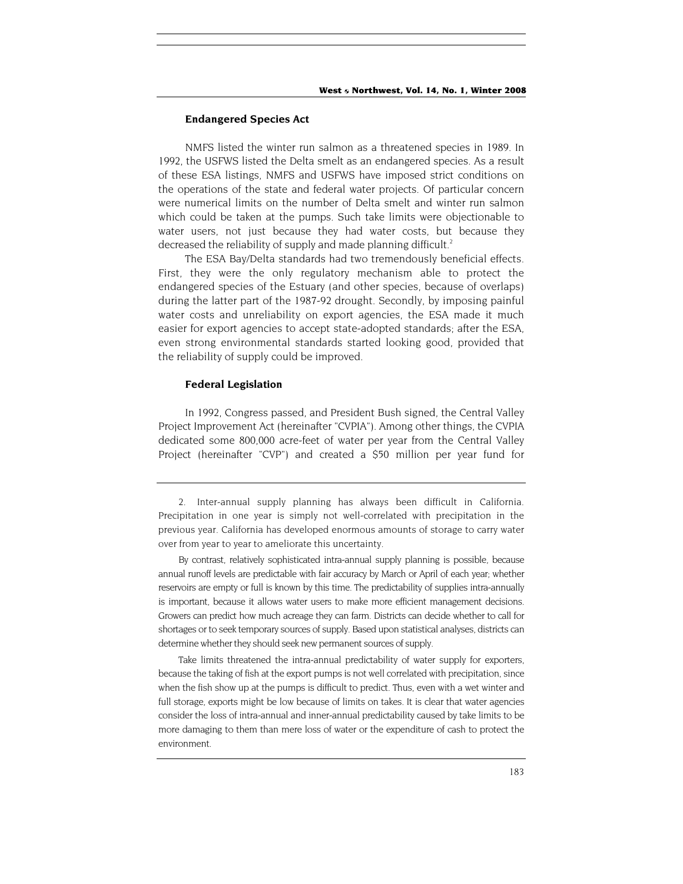### Endangered Species Act

NMFS listed the winter run salmon as a threatened species in 1989. In 1992, the USFWS listed the Delta smelt as an endangered species. As a result of these ESA listings, NMFS and USFWS have imposed strict conditions on the operations of the state and federal water projects. Of particular concern were numerical limits on the number of Delta smelt and winter run salmon which could be taken at the pumps. Such take limits were objectionable to water users, not just because they had water costs, but because they decreased the reliability of supply and made planning difficult.[2]

The ESA Bay/Delta standards had two tremendously beneficial effects. First, they were the only regulatory mechanism able to protect the endangered species of the Estuary (and other species, because of overlaps) during the latter part of the 1987-92 drought. Secondly, by imposing painful water costs and unreliability on export agencies, the ESA made it much easier for export agencies to accept state-adopted standards; after the ESA, even strong environmental standards started looking good, provided that the reliability of supply could be improved.

### Federal Legislation

In 1992, Congress passed, and President Bush signed, the Central Valley Project Improvement Act (hereinafter "CVPIA"). Among other things, the CVPIA dedicated some 800,000 acre-feet of water per year from the Central Valley Project (hereinafter "CVP") and created a $50 million per year fund for

---

2. Inter-annual supply planning has always been difficult in California. Precipitation in one year is simply not well-correlated with precipitation in the previous year. California has developed enormous amounts of storage to carry water over from year to year to ameliorate this uncertainty.

By contrast, relatively sophisticated intra-annual supply planning is possible, because annual runoff levels are predictable with fair accuracy by March or April of each year; whether reservoirs are empty or full is known by this time. The predictability of supplies intra-annually is important, because it allows water users to make more efficient management decisions. Growers can predict how much acreage they can farm. Districts can decide whether to call for shortages or to seek temporary sources of supply. Based upon statistical analyses, districts can determine whether they should seek new permanent sources of supply.

Take limits threatened the intra-annual predictability of water supply for exporters, because the taking of fish at the export pumps is not well correlated with precipitation, since when the fish show up at the pumps is difficult to predict. Thus, even with a wet winter and full storage, exports might be low because of limits on takes. It is clear that water agencies consider the loss of intra-annual and inner-annual predictability caused by take limits to be more damaging to them than mere loss of water or the expenditure of cash to protect the environment.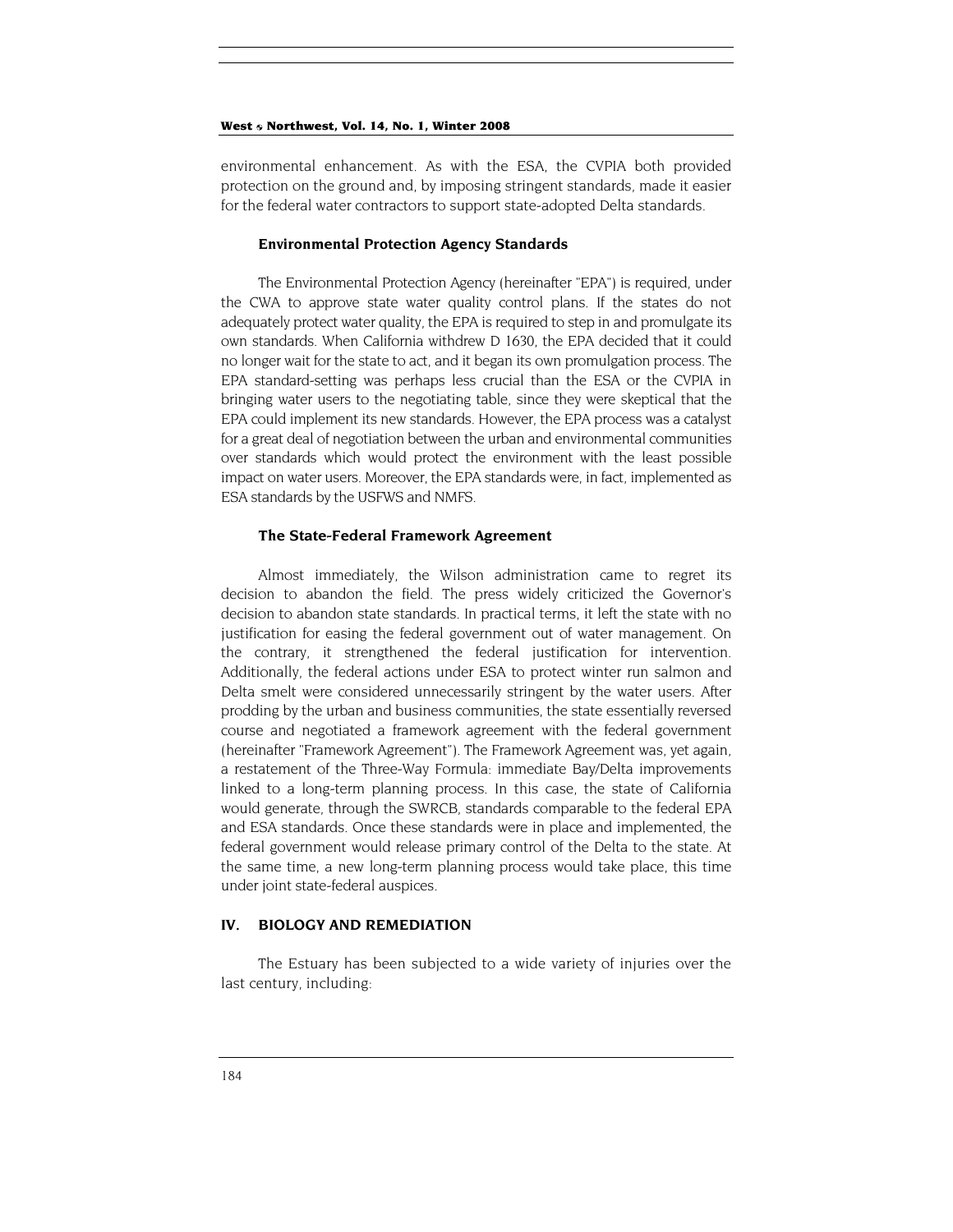environmental enhancement. As with the ESA, the CVPIA both provided protection on the ground and, by imposing stringent standards, made it easier for the federal water contractors to support state-adopted Delta standards.

### Environmental Protection Agency Standards

The Environmental Protection Agency (hereinafter "EPA") is required, under the CWA to approve state water quality control plans. If the states do not adequately protect water quality, the EPA is required to step in and promulgate its own standards. When California withdrew D 1630, the EPA decided that it could no longer wait for the state to act, and it began its own promulgation process. The EPA standard-setting was perhaps less crucial than the ESA or the CVPIA in bringing water users to the negotiating table, since they were skeptical that the EPA could implement its new standards. However, the EPA process was a catalyst for a great deal of negotiation between the urban and environmental communities over standards which would protect the environment with the least possible impact on water users. Moreover, the EPA standards were, in fact, implemented as ESA standards by the USFWS and NMFS.

### The State-Federal Framework Agreement

Almost immediately, the Wilson administration came to regret its decision to abandon the field. The press widely criticized the Governor's decision to abandon state standards. In practical terms, it left the state with no justification for easing the federal government out of water management. On the contrary, it strengthened the federal justification for intervention. Additionally, the federal actions under ESA to protect winter run salmon and Delta smelt were considered unnecessarily stringent by the water users. After prodding by the urban and business communities, the state essentially reversed course and negotiated a framework agreement with the federal government (hereinafter "Framework Agreement"). The Framework Agreement was, yet again, a restatement of the Three-Way Formula: immediate Bay/Delta improvements linked to a long-term planning process. In this case, the state of California would generate, through the SWRCB, standards comparable to the federal EPA and ESA standards. Once these standards were in place and implemented, the federal government would release primary control of the Delta to the state. At the same time, a new long-term planning process would take place, this time under joint state-federal auspices.

## IV. BIOLOGY AND REMEDIATION

The Estuary has been subjected to a wide variety of injuries over the last century, including: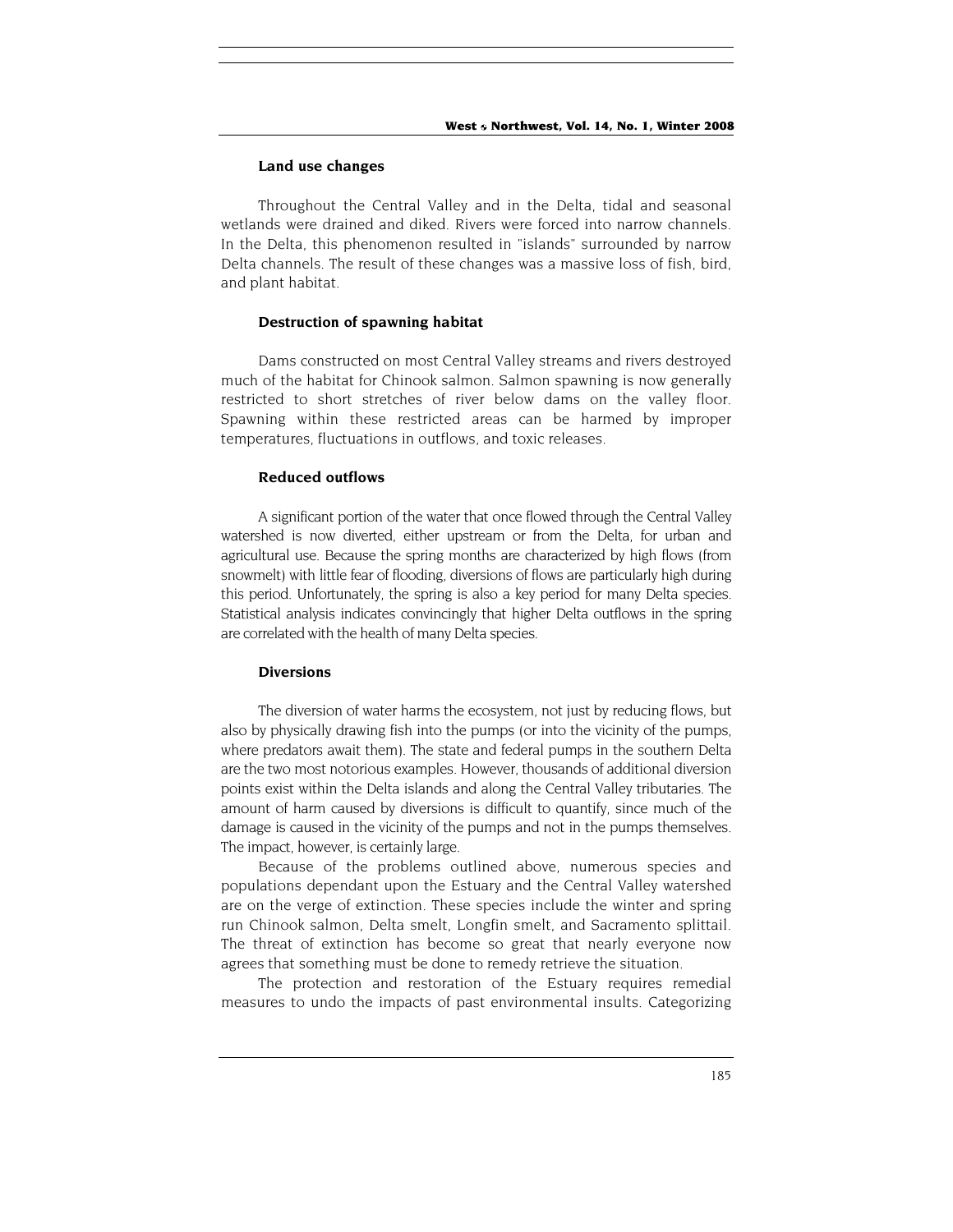### Land use changes

Throughout the Central Valley and in the Delta, tidal and seasonal wetlands were drained and diked. Rivers were forced into narrow channels. In the Delta, this phenomenon resulted in "islands" surrounded by narrow Delta channels. The result of these changes was a massive loss of fish, bird, and plant habitat.

### Destruction of spawning habitat

Dams constructed on most Central Valley streams and rivers destroyed much of the habitat for Chinook salmon. Salmon spawning is now generally restricted to short stretches of river below dams on the valley floor. Spawning within these restricted areas can be harmed by improper temperatures, fluctuations in outflows, and toxic releases.

### Reduced outflows

A significant portion of the water that once flowed through the Central Valley watershed is now diverted, either upstream or from the Delta, for urban and agricultural use. Because the spring months are characterized by high flows (from snowmelt) with little fear of flooding, diversions of flows are particularly high during this period. Unfortunately, the spring is also a key period for many Delta species. Statistical analysis indicates convincingly that higher Delta outflows in the spring are correlated with the health of many Delta species.

### Diversions

The diversion of water harms the ecosystem, not just by reducing flows, but also by physically drawing fish into the pumps (or into the vicinity of the pumps, where predators await them). The state and federal pumps in the southern Delta are the two most notorious examples. However, thousands of additional diversion points exist within the Delta islands and along the Central Valley tributaries. The amount of harm caused by diversions is difficult to quantify, since much of the damage is caused in the vicinity of the pumps and not in the pumps themselves. The impact, however, is certainly large.

Because of the problems outlined above, numerous species and populations dependant upon the Estuary and the Central Valley watershed are on the verge of extinction. These species include the winter and spring run Chinook salmon, Delta smelt, Longfin smelt, and Sacramento splittail. The threat of extinction has become so great that nearly everyone now agrees that something must be done to remedy retrieve the situation.

The protection and restoration of the Estuary requires remedial measures to undo the impacts of past environmental insults. Categorizing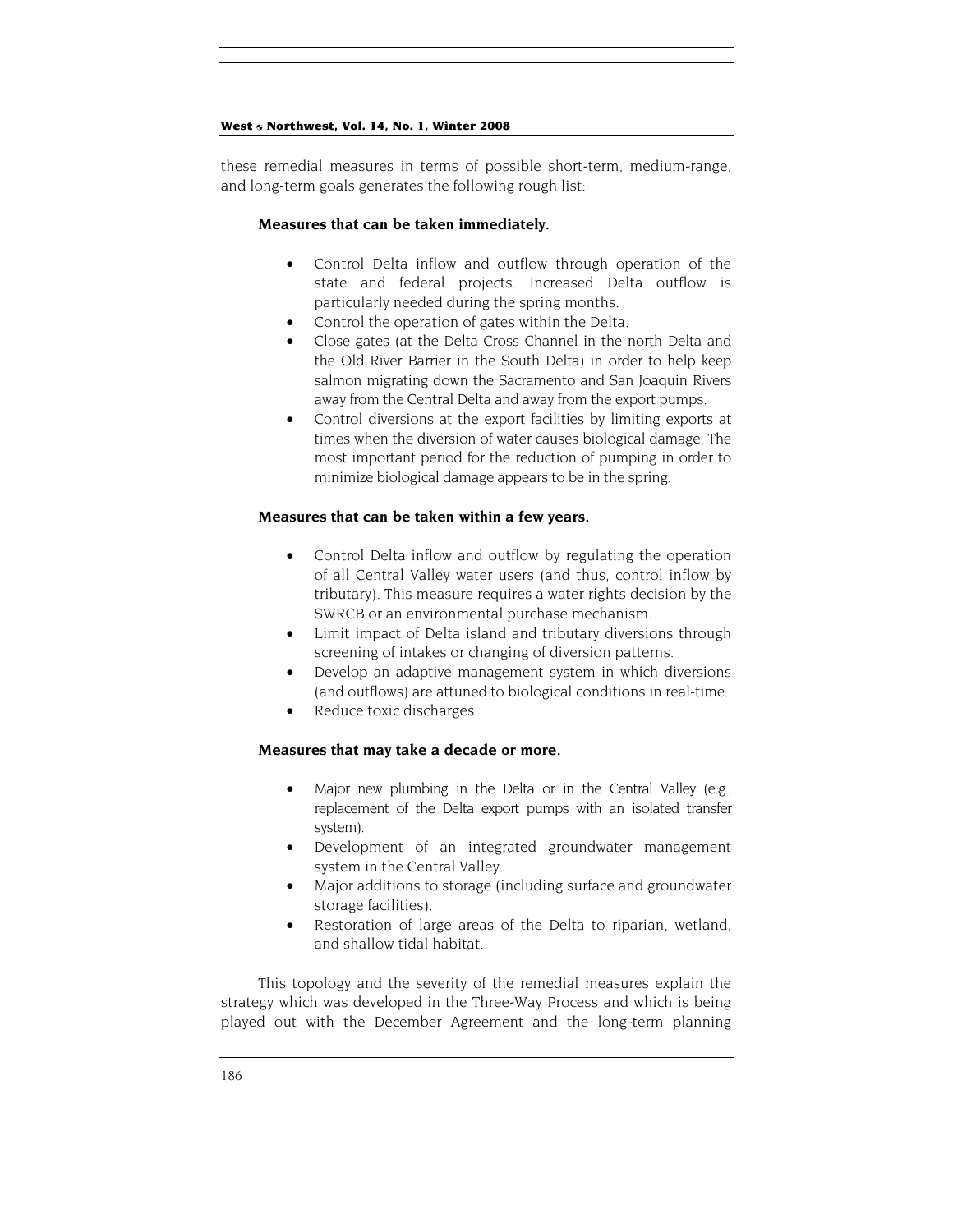these remedial measures in terms of possible short-term, medium-range, and long-term goals generates the following rough list:

**Measures that can be taken immediately.**

- Control Delta inflow and outflow through operation of the state and federal projects. Increased Delta outflow is particularly needed during the spring months.
- Control the operation of gates within the Delta.
- Close gates (at the Delta Cross Channel in the north Delta and the Old River Barrier in the South Delta) in order to help keep salmon migrating down the Sacramento and San Joaquin Rivers away from the Central Delta and away from the export pumps.
- Control diversions at the export facilities by limiting exports at times when the diversion of water causes biological damage. The most important period for the reduction of pumping in order to minimize biological damage appears to be in the spring.

**Measures that can be taken within a few years.**

- Control Delta inflow and outflow by regulating the operation of all Central Valley water users (and thus, control inflow by tributary). This measure requires a water rights decision by the SWRCB or an environmental purchase mechanism.
- Limit impact of Delta island and tributary diversions through screening of intakes or changing of diversion patterns.
- Develop an adaptive management system in which diversions (and outflows) are attuned to biological conditions in real-time.
- Reduce toxic discharges.

**Measures that may take a decade or more.**

- Major new plumbing in the Delta or in the Central Valley (e.g., replacement of the Delta export pumps with an isolated transfer system).
- Development of an integrated groundwater management system in the Central Valley.
- Major additions to storage (including surface and groundwater storage facilities).
- Restoration of large areas of the Delta to riparian, wetland, and shallow tidal habitat.

This topology and the severity of the remedial measures explain the strategy which was developed in the Three-Way Process and which is being played out with the December Agreement and the long-term planning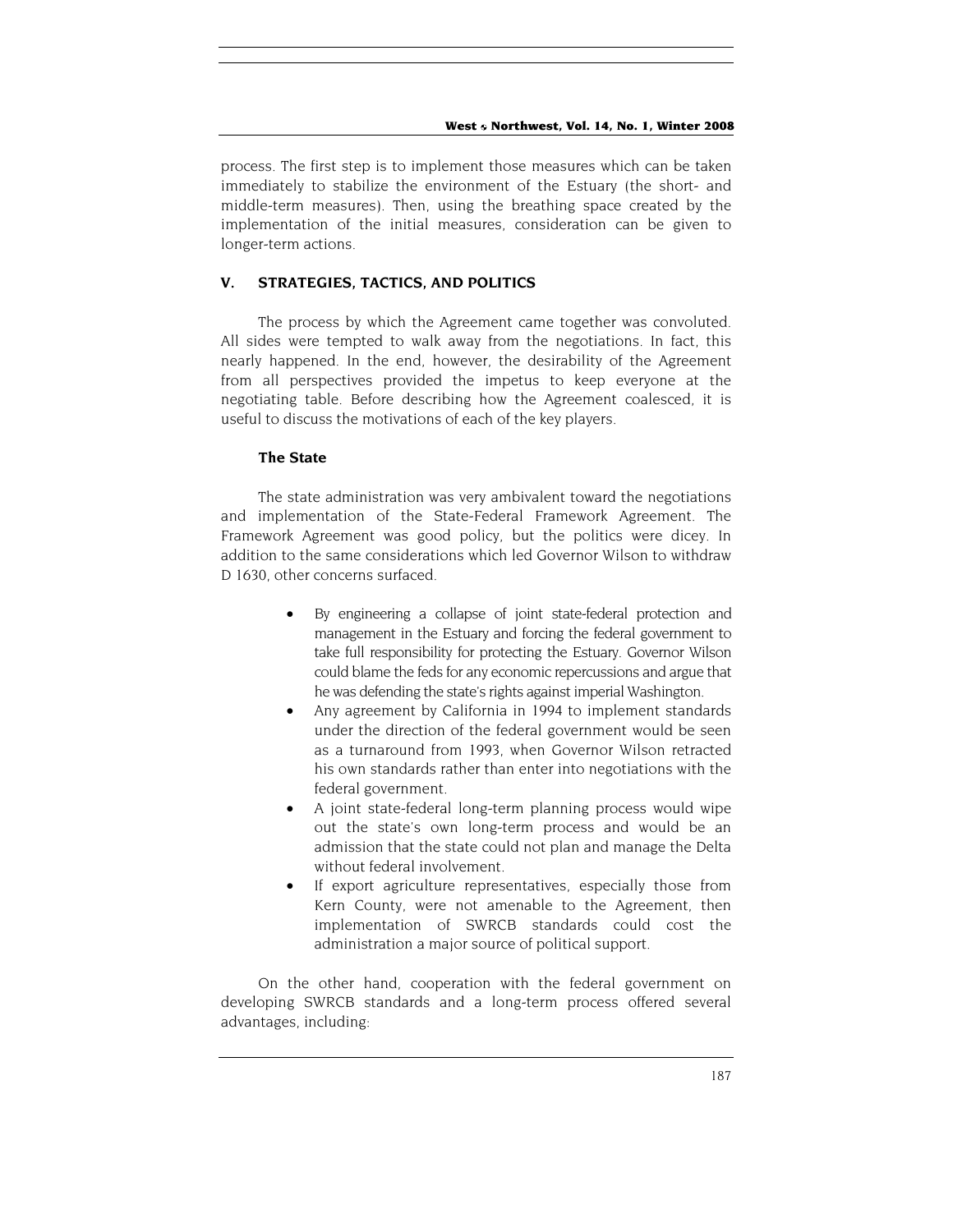process. The first step is to implement those measures which can be taken immediately to stabilize the environment of the Estuary (the short- and middle-term measures). Then, using the breathing space created by the implementation of the initial measures, consideration can be given to longer-term actions.

## V. STRATEGIES, TACTICS, AND POLITICS

The process by which the Agreement came together was convoluted. All sides were tempted to walk away from the negotiations. In fact, this nearly happened. In the end, however, the desirability of the Agreement from all perspectives provided the impetus to keep everyone at the negotiating table. Before describing how the Agreement coalesced, it is useful to discuss the motivations of each of the key players.

### The State

The state administration was very ambivalent toward the negotiations and implementation of the State-Federal Framework Agreement. The Framework Agreement was good policy, but the politics were dicey. In addition to the same considerations which led Governor Wilson to withdraw D 1630, other concerns surfaced.

- By engineering a collapse of joint state-federal protection and management in the Estuary and forcing the federal government to take full responsibility for protecting the Estuary. Governor Wilson could blame the feds for any economic repercussions and argue that he was defending the state's rights against imperial Washington.
- Any agreement by California in 1994 to implement standards under the direction of the federal government would be seen as a turnaround from 1993, when Governor Wilson retracted his own standards rather than enter into negotiations with the federal government.
- A joint state-federal long-term planning process would wipe out the state's own long-term process and would be an admission that the state could not plan and manage the Delta without federal involvement.
- If export agriculture representatives, especially those from Kern County, were not amenable to the Agreement, then implementation of SWRCB standards could cost the administration a major source of political support.

On the other hand, cooperation with the federal government on developing SWRCB standards and a long-term process offered several advantages, including: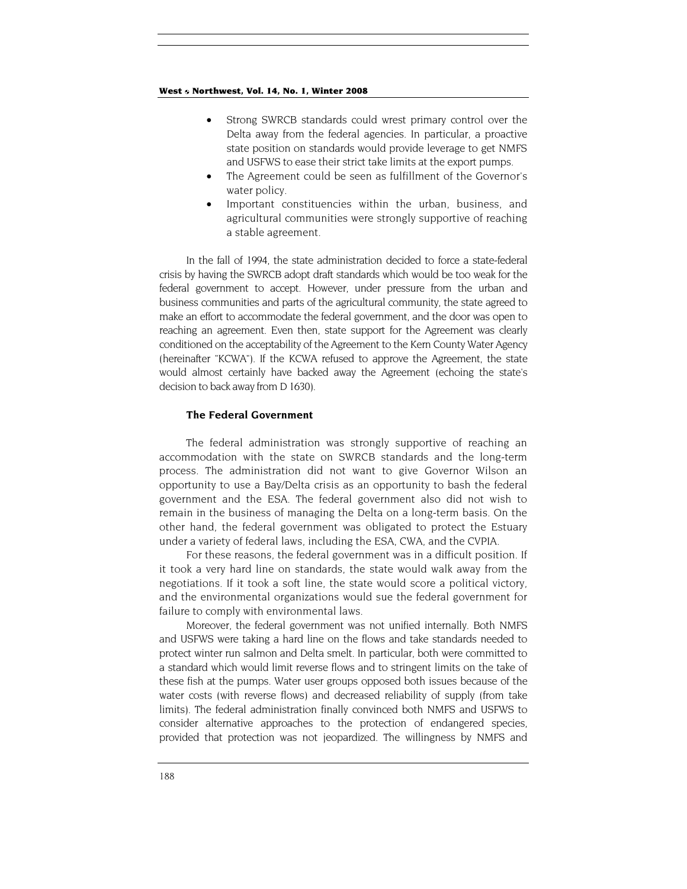- Strong SWRCB standards could wrest primary control over the Delta away from the federal agencies. In particular, a proactive state position on standards would provide leverage to get NMFS and USFWS to ease their strict take limits at the export pumps.
- The Agreement could be seen as fulfillment of the Governor's water policy.
- Important constituencies within the urban, business, and agricultural communities were strongly supportive of reaching a stable agreement.

In the fall of 1994, the state administration decided to force a state-federal crisis by having the SWRCB adopt draft standards which would be too weak for the federal government to accept. However, under pressure from the urban and business communities and parts of the agricultural community, the state agreed to make an effort to accommodate the federal government, and the door was open to reaching an agreement. Even then, state support for the Agreement was clearly conditioned on the acceptability of the Agreement to the Kern County Water Agency (hereinafter "KCWA"). If the KCWA refused to approve the Agreement, the state would almost certainly have backed away the Agreement (echoing the state's decision to back away from D 1630).

### The Federal Government

The federal administration was strongly supportive of reaching an accommodation with the state on SWRCB standards and the long-term process. The administration did not want to give Governor Wilson an opportunity to use a Bay/Delta crisis as an opportunity to bash the federal government and the ESA. The federal government also did not wish to remain in the business of managing the Delta on a long-term basis. On the other hand, the federal government was obligated to protect the Estuary under a variety of federal laws, including the ESA, CWA, and the CVPIA.

For these reasons, the federal government was in a difficult position. If it took a very hard line on standards, the state would walk away from the negotiations. If it took a soft line, the state would score a political victory, and the environmental organizations would sue the federal government for failure to comply with environmental laws.

Moreover, the federal government was not unified internally. Both NMFS and USFWS were taking a hard line on the flows and take standards needed to protect winter run salmon and Delta smelt. In particular, both were committed to a standard which would limit reverse flows and to stringent limits on the take of these fish at the pumps. Water user groups opposed both issues because of the water costs (with reverse flows) and decreased reliability of supply (from take limits). The federal administration finally convinced both NMFS and USFWS to consider alternative approaches to the protection of endangered species, provided that protection was not jeopardized. The willingness by NMFS and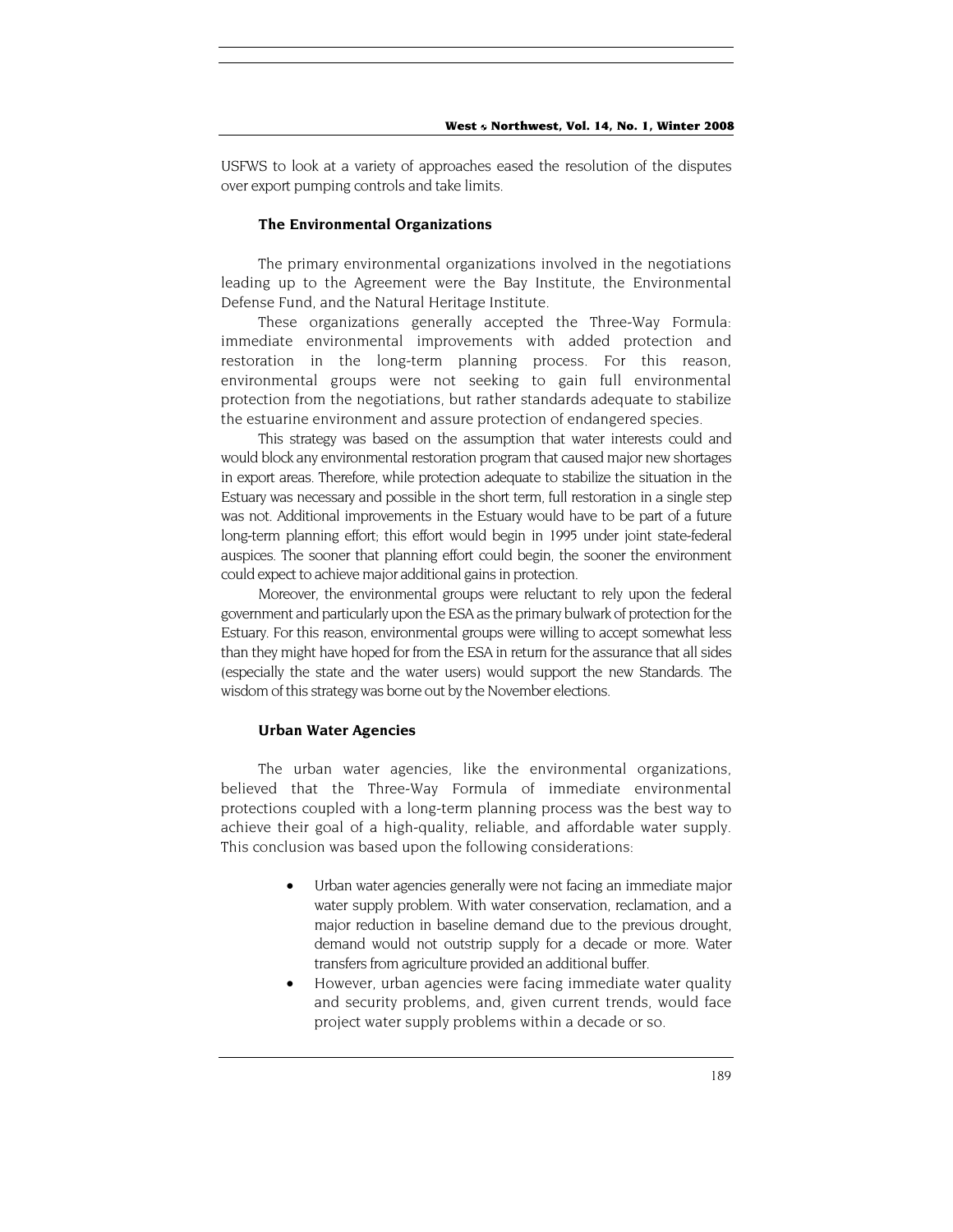USFWS to look at a variety of approaches eased the resolution of the disputes over export pumping controls and take limits.

### The Environmental Organizations

The primary environmental organizations involved in the negotiations leading up to the Agreement were the Bay Institute, the Environmental Defense Fund, and the Natural Heritage Institute.

These organizations generally accepted the Three-Way Formula: immediate environmental improvements with added protection and restoration in the long-term planning process. For this reason, environmental groups were not seeking to gain full environmental protection from the negotiations, but rather standards adequate to stabilize the estuarine environment and assure protection of endangered species.

This strategy was based on the assumption that water interests could and would block any environmental restoration program that caused major new shortages in export areas. Therefore, while protection adequate to stabilize the situation in the Estuary was necessary and possible in the short term, full restoration in a single step was not. Additional improvements in the Estuary would have to be part of a future long-term planning effort; this effort would begin in 1995 under joint state-federal auspices. The sooner that planning effort could begin, the sooner the environment could expect to achieve major additional gains in protection.

Moreover, the environmental groups were reluctant to rely upon the federal government and particularly upon the ESA as the primary bulwark of protection for the Estuary. For this reason, environmental groups were willing to accept somewhat less than they might have hoped for from the ESA in return for the assurance that all sides (especially the state and the water users) would support the new Standards. The wisdom of this strategy was borne out by the November elections.

### Urban Water Agencies

The urban water agencies, like the environmental organizations, believed that the Three-Way Formula of immediate environmental protections coupled with a long-term planning process was the best way to achieve their goal of a high-quality, reliable, and affordable water supply. This conclusion was based upon the following considerations:

- Urban water agencies generally were not facing an immediate major water supply problem. With water conservation, reclamation, and a major reduction in baseline demand due to the previous drought, demand would not outstrip supply for a decade or more. Water transfers from agriculture provided an additional buffer.
- However, urban agencies were facing immediate water quality and security problems, and, given current trends, would face project water supply problems within a decade or so.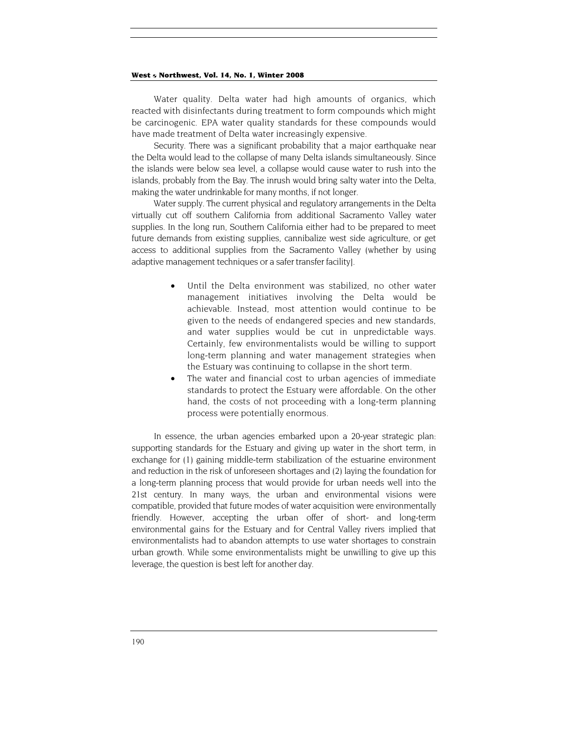Water quality. Delta water had high amounts of organics, which reacted with disinfectants during treatment to form compounds which might be carcinogenic. EPA water quality standards for these compounds would have made treatment of Delta water increasingly expensive.

Security. There was a significant probability that a major earthquake near the Delta would lead to the collapse of many Delta islands simultaneously. Since the islands were below sea level, a collapse would cause water to rush into the islands, probably from the Bay. The inrush would bring salty water into the Delta, making the water undrinkable for many months, if not longer.

Water supply. The current physical and regulatory arrangements in the Delta virtually cut off southern California from additional Sacramento Valley water supplies. In the long run, Southern California either had to be prepared to meet future demands from existing supplies, cannibalize west side agriculture, or get access to additional supplies from the Sacramento Valley (whether by using adaptive management techniques or a safer transfer facility).

- Until the Delta environment was stabilized, no other water management initiatives involving the Delta would be achievable. Instead, most attention would continue to be given to the needs of endangered species and new standards, and water supplies would be cut in unpredictable ways. Certainly, few environmentalists would be willing to support long-term planning and water management strategies when the Estuary was continuing to collapse in the short term.
- The water and financial cost to urban agencies of immediate standards to protect the Estuary were affordable. On the other hand, the costs of not proceeding with a long-term planning process were potentially enormous.

In essence, the urban agencies embarked upon a 20-year strategic plan: supporting standards for the Estuary and giving up water in the short term, in exchange for (1) gaining middle-term stabilization of the estuarine environment and reduction in the risk of unforeseen shortages and (2) laying the foundation for a long-term planning process that would provide for urban needs well into the 21st century. In many ways, the urban and environmental visions were compatible, provided that future modes of water acquisition were environmentally friendly. However, accepting the urban offer of short- and long-term environmental gains for the Estuary and for Central Valley rivers implied that environmentalists had to abandon attempts to use water shortages to constrain urban growth. While some environmentalists might be unwilling to give up this leverage, the question is best left for another day.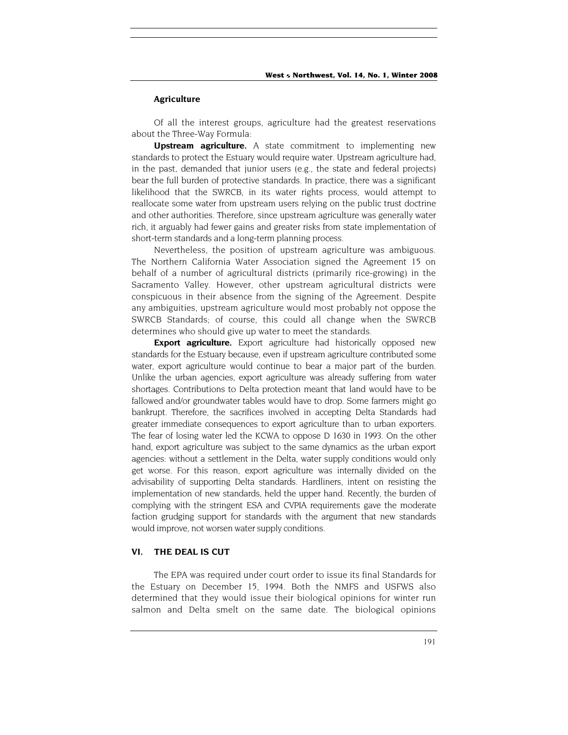### Agriculture

Of all the interest groups, agriculture had the greatest reservations about the Three-Way Formula:

**Upstream agriculture.** A state commitment to implementing new standards to protect the Estuary would require water. Upstream agriculture had, in the past, demanded that junior users (e.g., the state and federal projects) bear the full burden of protective standards. In practice, there was a significant likelihood that the SWRCB, in its water rights process, would attempt to reallocate some water from upstream users relying on the public trust doctrine and other authorities. Therefore, since upstream agriculture was generally water rich, it arguably had fewer gains and greater risks from state implementation of short-term standards and a long-term planning process.

Nevertheless, the position of upstream agriculture was ambiguous. The Northern California Water Association signed the Agreement 15 on behalf of a number of agricultural districts (primarily rice-growing) in the Sacramento Valley. However, other upstream agricultural districts were conspicuous in their absence from the signing of the Agreement. Despite any ambiguities, upstream agriculture would most probably not oppose the SWRCB Standards; of course, this could all change when the SWRCB determines who should give up water to meet the standards.

**Export agriculture.** Export agriculture had historically opposed new standards for the Estuary because, even if upstream agriculture contributed some water, export agriculture would continue to bear a major part of the burden. Unlike the urban agencies, export agriculture was already suffering from water shortages. Contributions to Delta protection meant that land would have to be fallowed and/or groundwater tables would have to drop. Some farmers might go bankrupt. Therefore, the sacrifices involved in accepting Delta Standards had greater immediate consequences to export agriculture than to urban exporters. The fear of losing water led the KCWA to oppose D 1630 in 1993. On the other hand, export agriculture was subject to the same dynamics as the urban export agencies: without a settlement in the Delta, water supply conditions would only get worse. For this reason, export agriculture was internally divided on the advisability of supporting Delta standards. Hardliners, intent on resisting the implementation of new standards, held the upper hand. Recently, the burden of complying with the stringent ESA and CVPIA requirements gave the moderate faction grudging support for standards with the argument that new standards would improve, not worsen water supply conditions.

## VI. THE DEAL IS CUT

The EPA was required under court order to issue its final Standards for the Estuary on December 15, 1994. Both the NMFS and USFWS also determined that they would issue their biological opinions for winter run salmon and Delta smelt on the same date. The biological opinions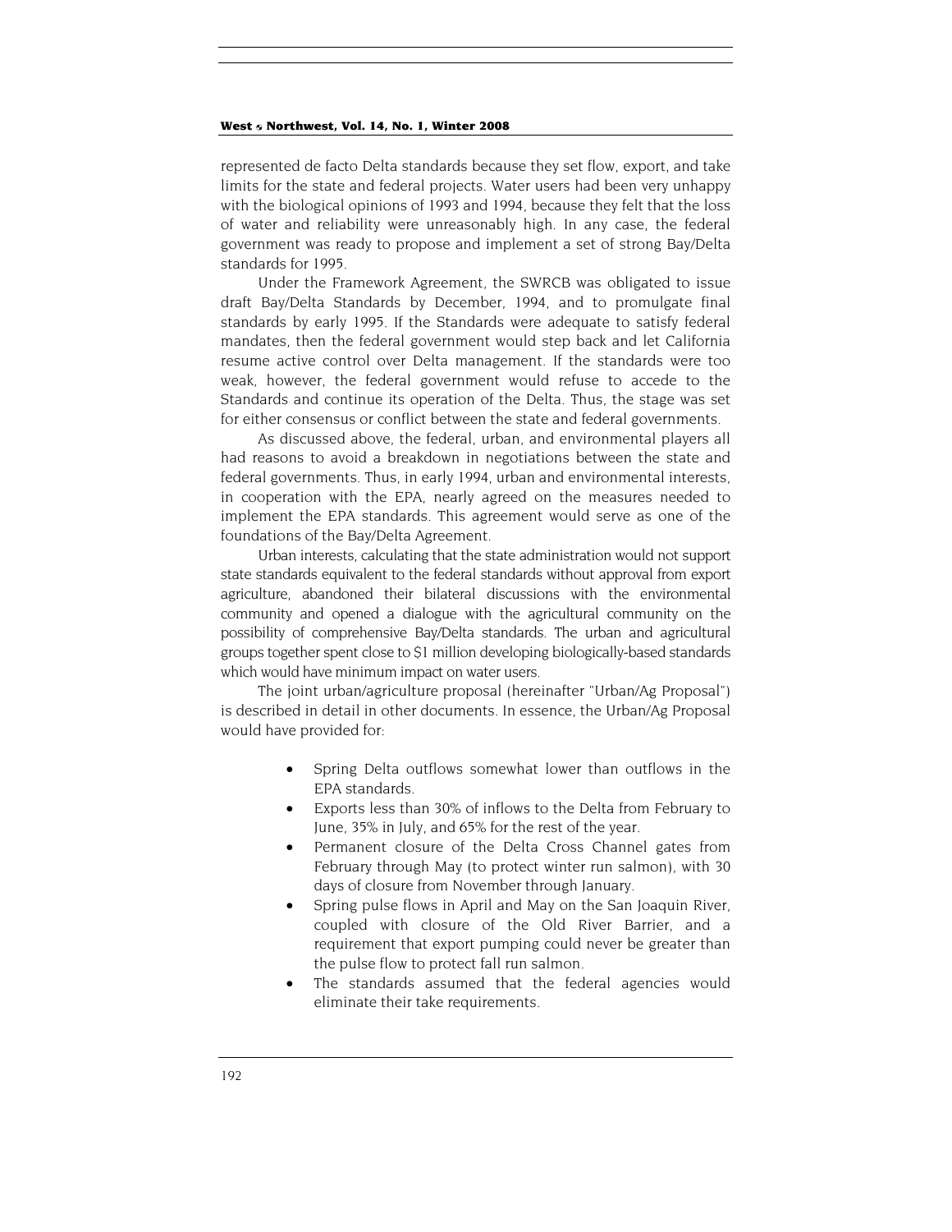represented de facto Delta standards because they set flow, export, and take limits for the state and federal projects. Water users had been very unhappy with the biological opinions of 1993 and 1994, because they felt that the loss of water and reliability were unreasonably high. In any case, the federal government was ready to propose and implement a set of strong Bay/Delta standards for 1995.

Under the Framework Agreement, the SWRCB was obligated to issue draft Bay/Delta Standards by December, 1994, and to promulgate final standards by early 1995. If the Standards were adequate to satisfy federal mandates, then the federal government would step back and let California resume active control over Delta management. If the standards were too weak, however, the federal government would refuse to accede to the Standards and continue its operation of the Delta. Thus, the stage was set for either consensus or conflict between the state and federal governments.

As discussed above, the federal, urban, and environmental players all had reasons to avoid a breakdown in negotiations between the state and federal governments. Thus, in early 1994, urban and environmental interests, in cooperation with the EPA, nearly agreed on the measures needed to implement the EPA standards. This agreement would serve as one of the foundations of the Bay/Delta Agreement.

Urban interests, calculating that the state administration would not support state standards equivalent to the federal standards without approval from export agriculture, abandoned their bilateral discussions with the environmental community and opened a dialogue with the agricultural community on the possibility of comprehensive Bay/Delta standards. The urban and agricultural groups together spent close to $1 million developing biologically-based standards which would have minimum impact on water users.

The joint urban/agriculture proposal (hereinafter "Urban/Ag Proposal") is described in detail in other documents. In essence, the Urban/Ag Proposal would have provided for:

- Spring Delta outflows somewhat lower than outflows in the EPA standards.
- Exports less than 30% of inflows to the Delta from February to June, 35% in July, and 65% for the rest of the year.
- Permanent closure of the Delta Cross Channel gates from February through May (to protect winter run salmon), with 30 days of closure from November through January.
- Spring pulse flows in April and May on the San Joaquin River, coupled with closure of the Old River Barrier, and a requirement that export pumping could never be greater than the pulse flow to protect fall run salmon.
- The standards assumed that the federal agencies would eliminate their take requirements.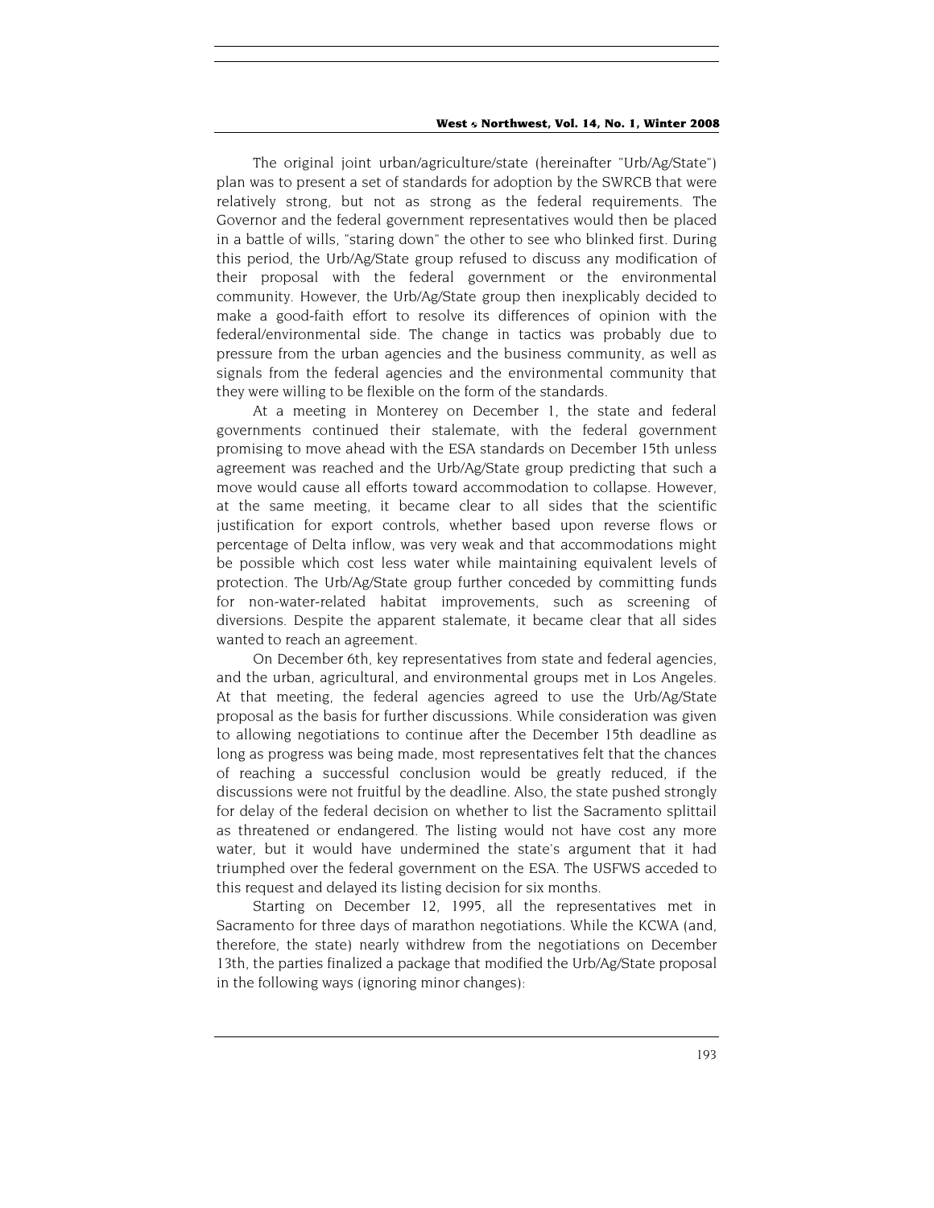The original joint urban/agriculture/state (hereinafter "Urb/Ag/State") plan was to present a set of standards for adoption by the SWRCB that were relatively strong, but not as strong as the federal requirements. The Governor and the federal government representatives would then be placed in a battle of wills, "staring down" the other to see who blinked first. During this period, the Urb/Ag/State group refused to discuss any modification of their proposal with the federal government or the environmental community. However, the Urb/Ag/State group then inexplicably decided to make a good-faith effort to resolve its differences of opinion with the federal/environmental side. The change in tactics was probably due to pressure from the urban agencies and the business community, as well as signals from the federal agencies and the environmental community that they were willing to be flexible on the form of the standards.

At a meeting in Monterey on December 1, the state and federal governments continued their stalemate, with the federal government promising to move ahead with the ESA standards on December 15th unless agreement was reached and the Urb/Ag/State group predicting that such a move would cause all efforts toward accommodation to collapse. However, at the same meeting, it became clear to all sides that the scientific justification for export controls, whether based upon reverse flows or percentage of Delta inflow, was very weak and that accommodations might be possible which cost less water while maintaining equivalent levels of protection. The Urb/Ag/State group further conceded by committing funds for non-water-related habitat improvements, such as screening of diversions. Despite the apparent stalemate, it became clear that all sides wanted to reach an agreement.

On December 6th, key representatives from state and federal agencies, and the urban, agricultural, and environmental groups met in Los Angeles. At that meeting, the federal agencies agreed to use the Urb/Ag/State proposal as the basis for further discussions. While consideration was given to allowing negotiations to continue after the December 15th deadline as long as progress was being made, most representatives felt that the chances of reaching a successful conclusion would be greatly reduced, if the discussions were not fruitful by the deadline. Also, the state pushed strongly for delay of the federal decision on whether to list the Sacramento splittail as threatened or endangered. The listing would not have cost any more water, but it would have undermined the state's argument that it had triumphed over the federal government on the ESA. The USFWS acceded to this request and delayed its listing decision for six months.

Starting on December 12, 1995, all the representatives met in Sacramento for three days of marathon negotiations. While the KCWA (and, therefore, the state) nearly withdrew from the negotiations on December 13th, the parties finalized a package that modified the Urb/Ag/State proposal in the following ways (ignoring minor changes):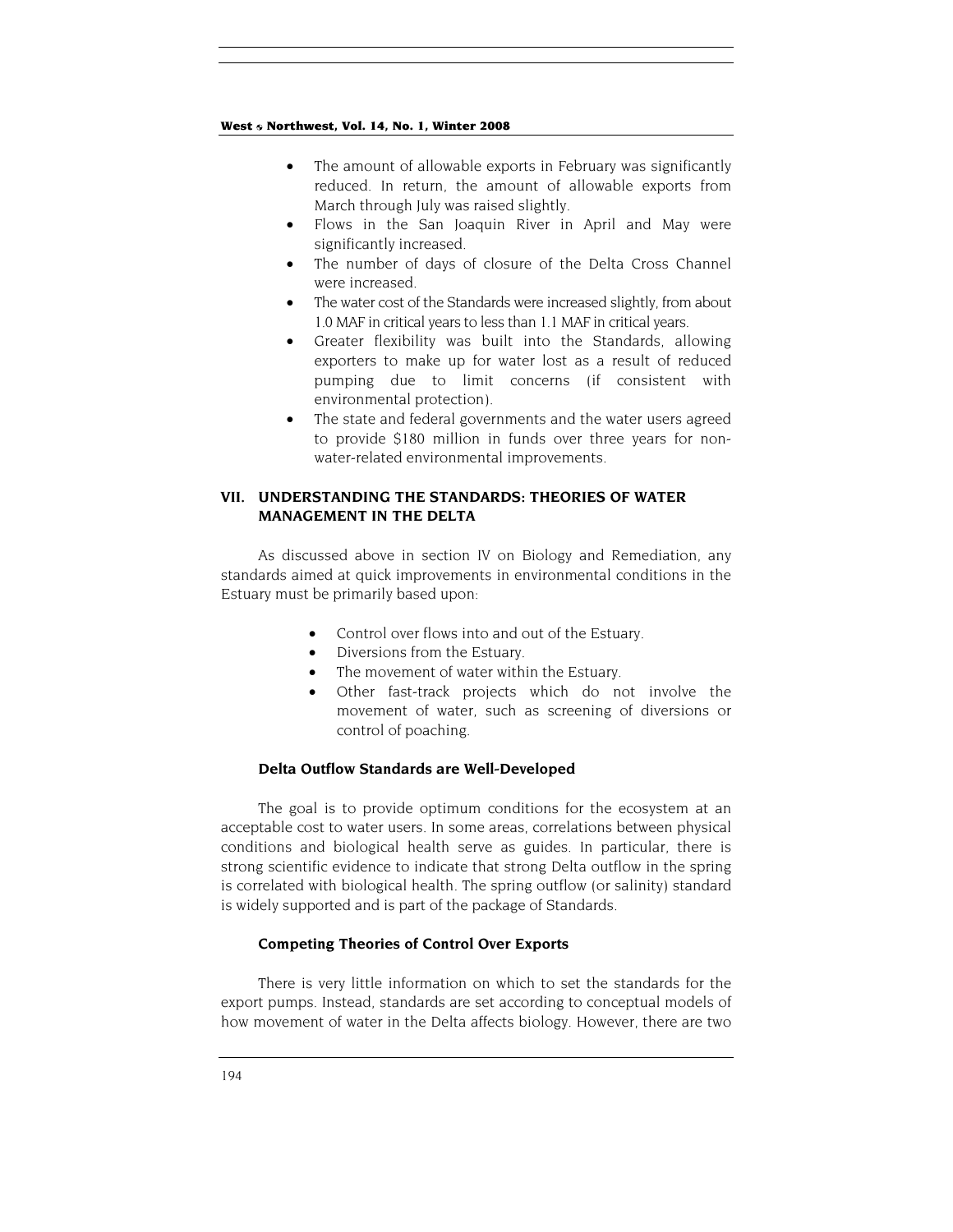- The amount of allowable exports in February was significantly reduced. In return, the amount of allowable exports from March through July was raised slightly.
- Flows in the San Joaquin River in April and May were significantly increased.
- The number of days of closure of the Delta Cross Channel were increased.
- The water cost of the Standards were increased slightly, from about 1.0 MAF in critical years to less than 1.1 MAF in critical years.
- Greater flexibility was built into the Standards, allowing exporters to make up for water lost as a result of reduced pumping due to limit concerns (if consistent with environmental protection).
- The state and federal governments and the water users agreed to provide $180 million in funds over three years for non-water-related environmental improvements.

## VII. UNDERSTANDING THE STANDARDS: THEORIES OF WATER MANAGEMENT IN THE DELTA

As discussed above in section IV on Biology and Remediation, any standards aimed at quick improvements in environmental conditions in the Estuary must be primarily based upon:

- Control over flows into and out of the Estuary.
- Diversions from the Estuary.
- The movement of water within the Estuary.
- Other fast-track projects which do not involve the movement of water, such as screening of diversions or control of poaching.

### Delta Outflow Standards are Well-Developed

The goal is to provide optimum conditions for the ecosystem at an acceptable cost to water users. In some areas, correlations between physical conditions and biological health serve as guides. In particular, there is strong scientific evidence to indicate that strong Delta outflow in the spring is correlated with biological health. The spring outflow (or salinity) standard is widely supported and is part of the package of Standards.

### Competing Theories of Control Over Exports

There is very little information on which to set the standards for the export pumps. Instead, standards are set according to conceptual models of how movement of water in the Delta affects biology. However, there are two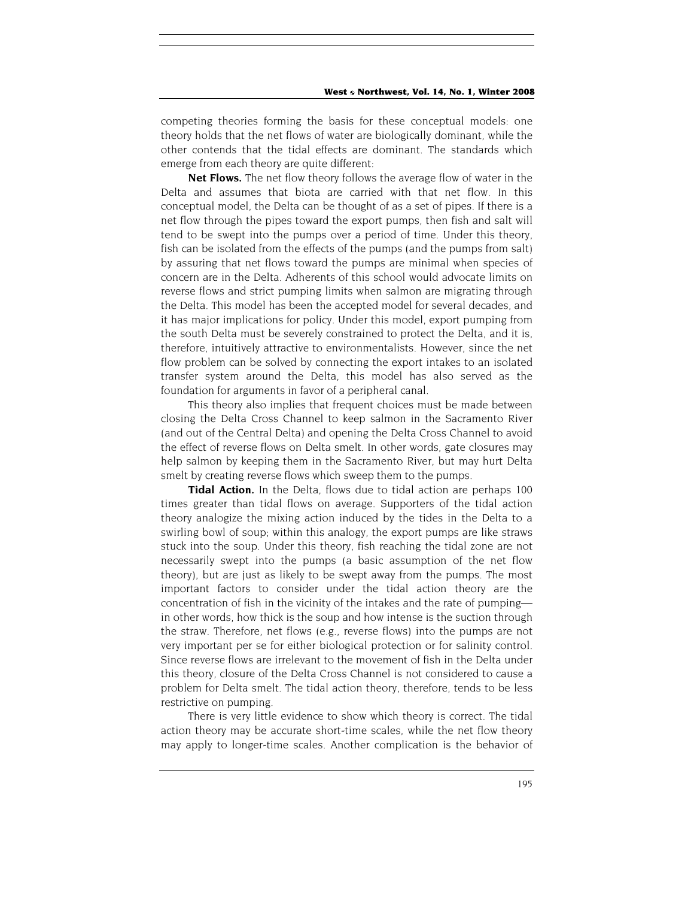competing theories forming the basis for these conceptual models: one theory holds that the net flows of water are biologically dominant, while the other contends that the tidal effects are dominant. The standards which emerge from each theory are quite different:

**Net Flows.** The net flow theory follows the average flow of water in the Delta and assumes that biota are carried with that net flow. In this conceptual model, the Delta can be thought of as a set of pipes. If there is a net flow through the pipes toward the export pumps, then fish and salt will tend to be swept into the pumps over a period of time. Under this theory, fish can be isolated from the effects of the pumps (and the pumps from salt) by assuring that net flows toward the pumps are minimal when species of concern are in the Delta. Adherents of this school would advocate limits on reverse flows and strict pumping limits when salmon are migrating through the Delta. This model has been the accepted model for several decades, and it has major implications for policy. Under this model, export pumping from the south Delta must be severely constrained to protect the Delta, and it is, therefore, intuitively attractive to environmentalists. However, since the net flow problem can be solved by connecting the export intakes to an isolated transfer system around the Delta, this model has also served as the foundation for arguments in favor of a peripheral canal.

This theory also implies that frequent choices must be made between closing the Delta Cross Channel to keep salmon in the Sacramento River (and out of the Central Delta) and opening the Delta Cross Channel to avoid the effect of reverse flows on Delta smelt. In other words, gate closures may help salmon by keeping them in the Sacramento River, but may hurt Delta smelt by creating reverse flows which sweep them to the pumps.

**Tidal Action.** In the Delta, flows due to tidal action are perhaps 100 times greater than tidal flows on average. Supporters of the tidal action theory analogize the mixing action induced by the tides in the Delta to a swirling bowl of soup; within this analogy, the export pumps are like straws stuck into the soup. Under this theory, fish reaching the tidal zone are not necessarily swept into the pumps (a basic assumption of the net flow theory), but are just as likely to be swept away from the pumps. The most important factors to consider under the tidal action theory are the concentration of fish in the vicinity of the intakes and the rate of pumping—in other words, how thick is the soup and how intense is the suction through the straw. Therefore, net flows (e.g., reverse flows) into the pumps are not very important per se for either biological protection or for salinity control. Since reverse flows are irrelevant to the movement of fish in the Delta under this theory, closure of the Delta Cross Channel is not considered to cause a problem for Delta smelt. The tidal action theory, therefore, tends to be less restrictive on pumping.

There is very little evidence to show which theory is correct. The tidal action theory may be accurate short-time scales, while the net flow theory may apply to longer-time scales. Another complication is the behavior of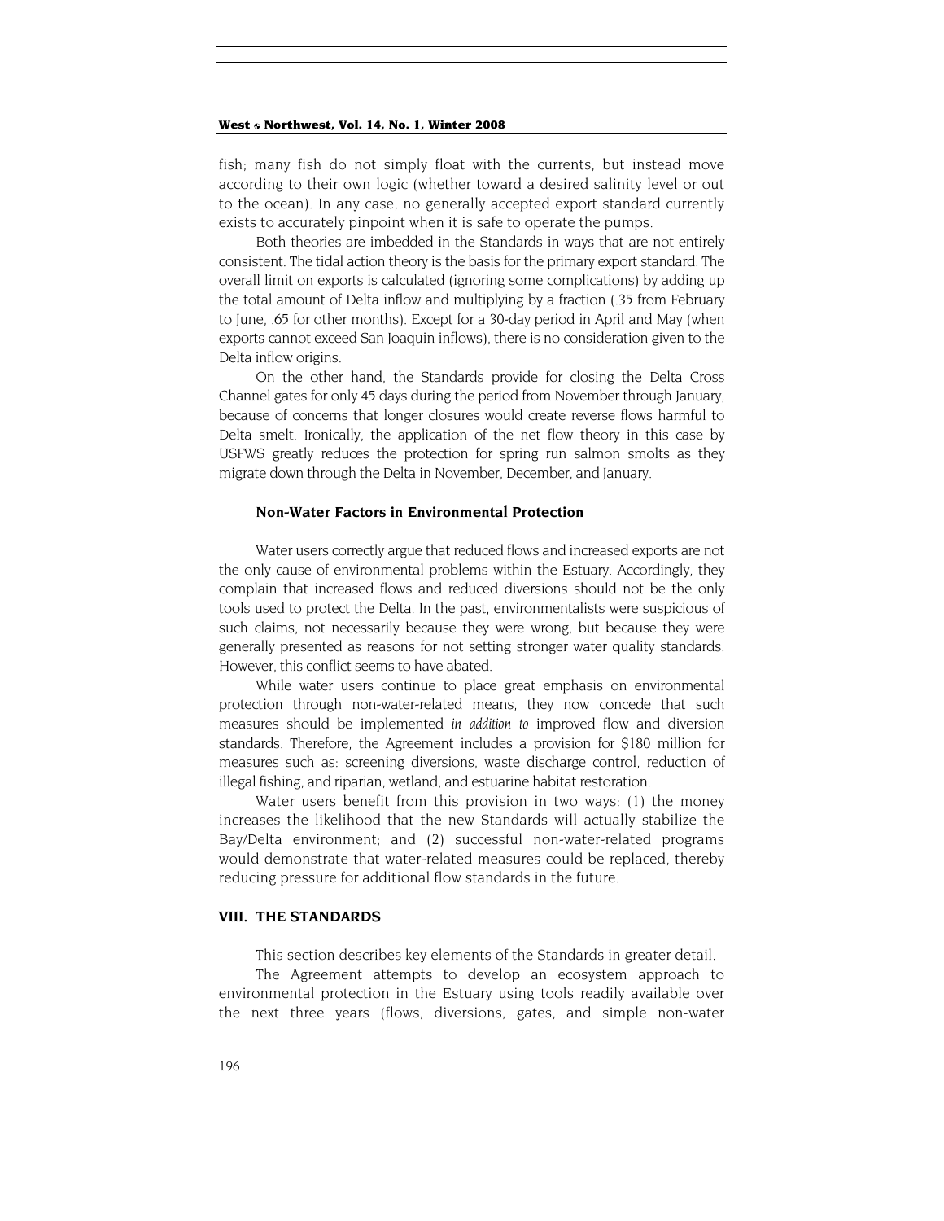fish; many fish do not simply float with the currents, but instead move according to their own logic (whether toward a desired salinity level or out to the ocean). In any case, no generally accepted export standard currently exists to accurately pinpoint when it is safe to operate the pumps.

Both theories are imbedded in the Standards in ways that are not entirely consistent. The tidal action theory is the basis for the primary export standard. The overall limit on exports is calculated (ignoring some complications) by adding up the total amount of Delta inflow and multiplying by a fraction (.35 from February to June, .65 for other months). Except for a 30-day period in April and May (when exports cannot exceed San Joaquin inflows), there is no consideration given to the Delta inflow origins.

On the other hand, the Standards provide for closing the Delta Cross Channel gates for only 45 days during the period from November through January, because of concerns that longer closures would create reverse flows harmful to Delta smelt. Ironically, the application of the net flow theory in this case by USFWS greatly reduces the protection for spring run salmon smolts as they migrate down through the Delta in November, December, and January.

### Non-Water Factors in Environmental Protection

Water users correctly argue that reduced flows and increased exports are not the only cause of environmental problems within the Estuary. Accordingly, they complain that increased flows and reduced diversions should not be the only tools used to protect the Delta. In the past, environmentalists were suspicious of such claims, not necessarily because they were wrong, but because they were generally presented as reasons for not setting stronger water quality standards. However, this conflict seems to have abated.

While water users continue to place great emphasis on environmental protection through non-water-related means, they now concede that such measures should be implemented *in addition to* improved flow and diversion standards. Therefore, the Agreement includes a provision for $180 million for measures such as: screening diversions, waste discharge control, reduction of illegal fishing, and riparian, wetland, and estuarine habitat restoration.

Water users benefit from this provision in two ways: (1) the money increases the likelihood that the new Standards will actually stabilize the Bay/Delta environment; and (2) successful non-water-related programs would demonstrate that water-related measures could be replaced, thereby reducing pressure for additional flow standards in the future.

## VIII. THE STANDARDS

This section describes key elements of the Standards in greater detail.

The Agreement attempts to develop an ecosystem approach to environmental protection in the Estuary using tools readily available over the next three years (flows, diversions, gates, and simple non-water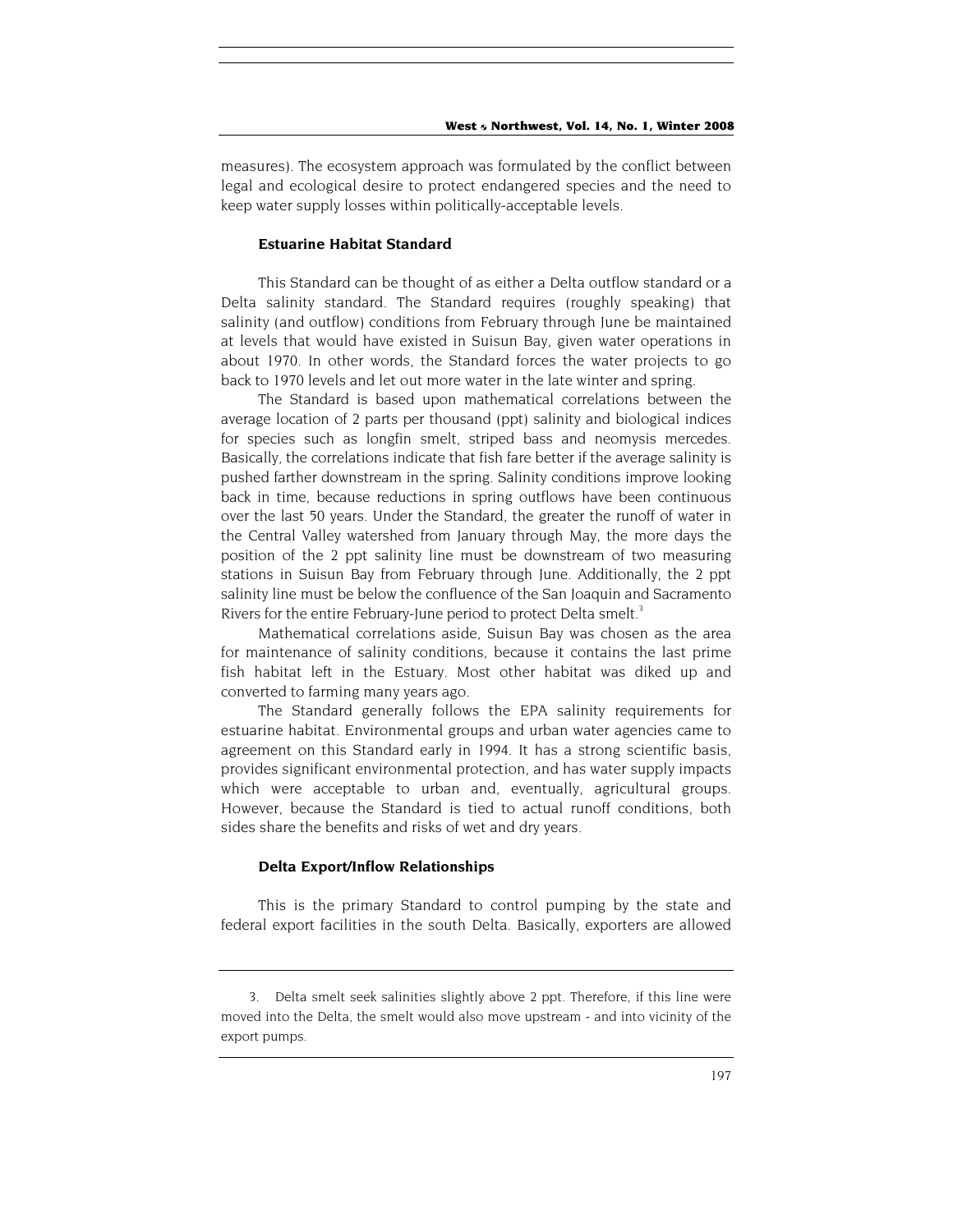measures). The ecosystem approach was formulated by the conflict between legal and ecological desire to protect endangered species and the need to keep water supply losses within politically-acceptable levels.

### Estuarine Habitat Standard

This Standard can be thought of as either a Delta outflow standard or a Delta salinity standard. The Standard requires (roughly speaking) that salinity (and outflow) conditions from February through June be maintained at levels that would have existed in Suisun Bay, given water operations in about 1970. In other words, the Standard forces the water projects to go back to 1970 levels and let out more water in the late winter and spring.

The Standard is based upon mathematical correlations between the average location of 2 parts per thousand (ppt) salinity and biological indices for species such as longfin smelt, striped bass and neomysis mercedes. Basically, the correlations indicate that fish fare better if the average salinity is pushed farther downstream in the spring. Salinity conditions improve looking back in time, because reductions in spring outflows have been continuous over the last 50 years. Under the Standard, the greater the runoff of water in the Central Valley watershed from January through May, the more days the position of the 2 ppt salinity line must be downstream of two measuring stations in Suisun Bay from February through June. Additionally, the 2 ppt salinity line must be below the confluence of the San Joaquin and Sacramento Rivers for the entire February-June period to protect Delta smelt.[3]

Mathematical correlations aside, Suisun Bay was chosen as the area for maintenance of salinity conditions, because it contains the last prime fish habitat left in the Estuary. Most other habitat was diked up and converted to farming many years ago.

The Standard generally follows the EPA salinity requirements for estuarine habitat. Environmental groups and urban water agencies came to agreement on this Standard early in 1994. It has a strong scientific basis, provides significant environmental protection, and has water supply impacts which were acceptable to urban and, eventually, agricultural groups. However, because the Standard is tied to actual runoff conditions, both sides share the benefits and risks of wet and dry years.

### Delta Export/Inflow Relationships

This is the primary Standard to control pumping by the state and federal export facilities in the south Delta. Basically, exporters are allowed

---

3. Delta smelt seek salinities slightly above 2 ppt. Therefore, if this line were moved into the Delta, the smelt would also move upstream - and into vicinity of the export pumps.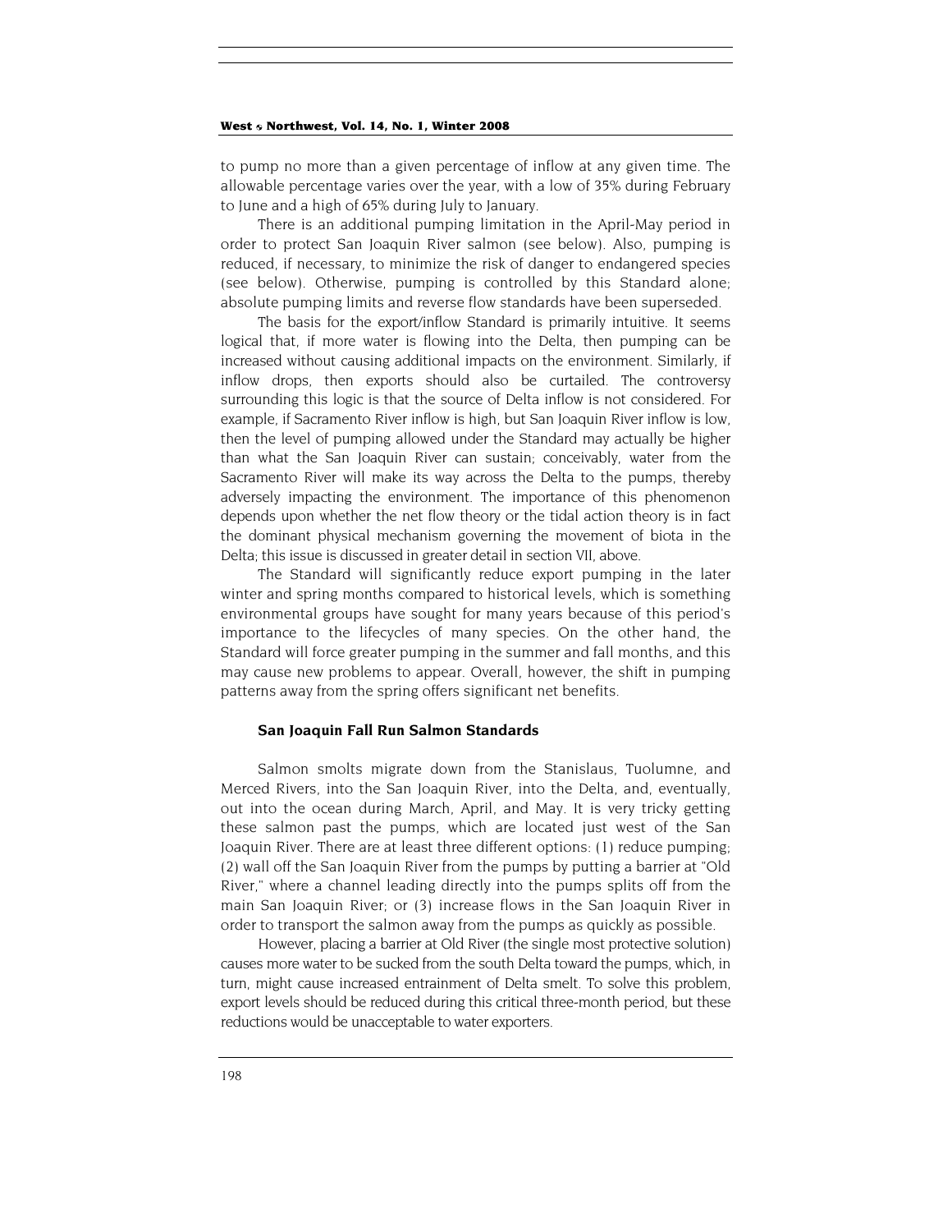to pump no more than a given percentage of inflow at any given time. The allowable percentage varies over the year, with a low of 35% during February to June and a high of 65% during July to January.

There is an additional pumping limitation in the April-May period in order to protect San Joaquin River salmon (see below). Also, pumping is reduced, if necessary, to minimize the risk of danger to endangered species (see below). Otherwise, pumping is controlled by this Standard alone; absolute pumping limits and reverse flow standards have been superseded.

The basis for the export/inflow Standard is primarily intuitive. It seems logical that, if more water is flowing into the Delta, then pumping can be increased without causing additional impacts on the environment. Similarly, if inflow drops, then exports should also be curtailed. The controversy surrounding this logic is that the source of Delta inflow is not considered. For example, if Sacramento River inflow is high, but San Joaquin River inflow is low, then the level of pumping allowed under the Standard may actually be higher than what the San Joaquin River can sustain; conceivably, water from the Sacramento River will make its way across the Delta to the pumps, thereby adversely impacting the environment. The importance of this phenomenon depends upon whether the net flow theory or the tidal action theory is in fact the dominant physical mechanism governing the movement of biota in the Delta; this issue is discussed in greater detail in section VII, above.

The Standard will significantly reduce export pumping in the later winter and spring months compared to historical levels, which is something environmental groups have sought for many years because of this period's importance to the lifecycles of many species. On the other hand, the Standard will force greater pumping in the summer and fall months, and this may cause new problems to appear. Overall, however, the shift in pumping patterns away from the spring offers significant net benefits.

### San Joaquin Fall Run Salmon Standards

Salmon smolts migrate down from the Stanislaus, Tuolumne, and Merced Rivers, into the San Joaquin River, into the Delta, and, eventually, out into the ocean during March, April, and May. It is very tricky getting these salmon past the pumps, which are located just west of the San Joaquin River. There are at least three different options: (1) reduce pumping; (2) wall off the San Joaquin River from the pumps by putting a barrier at "Old River," where a channel leading directly into the pumps splits off from the main San Joaquin River; or (3) increase flows in the San Joaquin River in order to transport the salmon away from the pumps as quickly as possible.

However, placing a barrier at Old River (the single most protective solution) causes more water to be sucked from the south Delta toward the pumps, which, in turn, might cause increased entrainment of Delta smelt. To solve this problem, export levels should be reduced during this critical three-month period, but these reductions would be unacceptable to water exporters.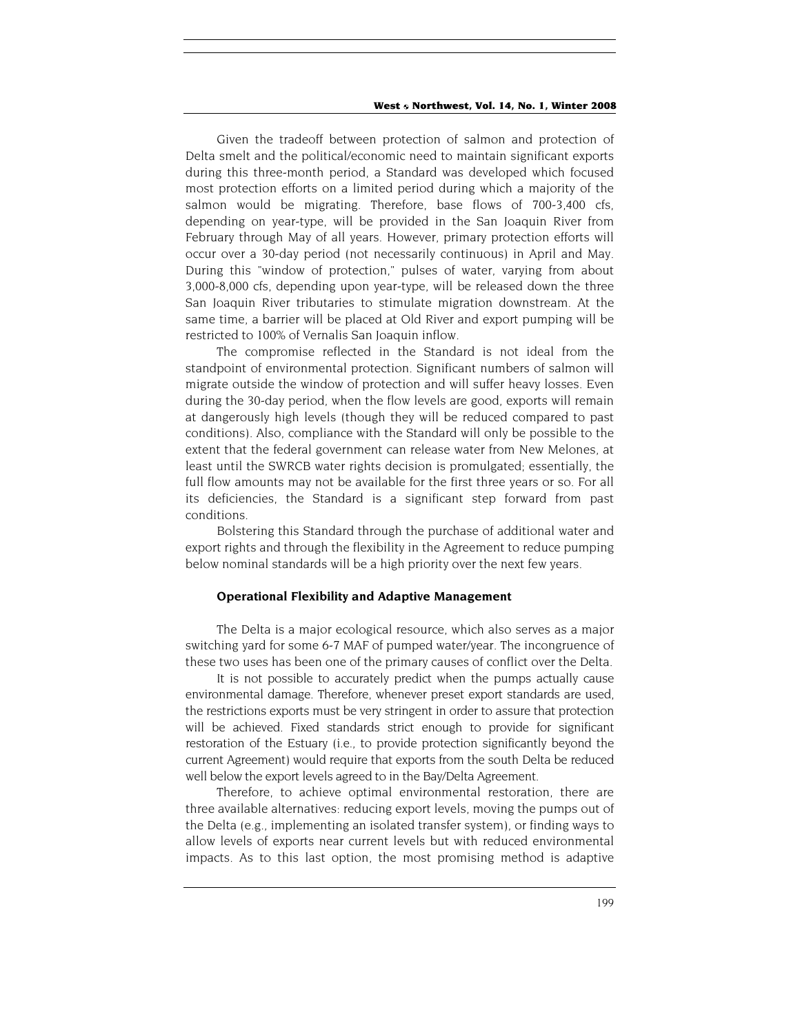Given the tradeoff between protection of salmon and protection of Delta smelt and the political/economic need to maintain significant exports during this three-month period, a Standard was developed which focused most protection efforts on a limited period during which a majority of the salmon would be migrating. Therefore, base flows of 700-3,400 cfs, depending on year-type, will be provided in the San Joaquin River from February through May of all years. However, primary protection efforts will occur over a 30-day period (not necessarily continuous) in April and May. During this "window of protection," pulses of water, varying from about 3,000-8,000 cfs, depending upon year-type, will be released down the three San Joaquin River tributaries to stimulate migration downstream. At the same time, a barrier will be placed at Old River and export pumping will be restricted to 100% of Vernalis San Joaquin inflow.

The compromise reflected in the Standard is not ideal from the standpoint of environmental protection. Significant numbers of salmon will migrate outside the window of protection and will suffer heavy losses. Even during the 30-day period, when the flow levels are good, exports will remain at dangerously high levels (though they will be reduced compared to past conditions). Also, compliance with the Standard will only be possible to the extent that the federal government can release water from New Melones, at least until the SWRCB water rights decision is promulgated; essentially, the full flow amounts may not be available for the first three years or so. For all its deficiencies, the Standard is a significant step forward from past conditions.

Bolstering this Standard through the purchase of additional water and export rights and through the flexibility in the Agreement to reduce pumping below nominal standards will be a high priority over the next few years.

### Operational Flexibility and Adaptive Management

The Delta is a major ecological resource, which also serves as a major switching yard for some 6-7 MAF of pumped water/year. The incongruence of these two uses has been one of the primary causes of conflict over the Delta.

It is not possible to accurately predict when the pumps actually cause environmental damage. Therefore, whenever preset export standards are used, the restrictions exports must be very stringent in order to assure that protection will be achieved. Fixed standards strict enough to provide for significant restoration of the Estuary (i.e., to provide protection significantly beyond the current Agreement) would require that exports from the south Delta be reduced well below the export levels agreed to in the Bay/Delta Agreement.

Therefore, to achieve optimal environmental restoration, there are three available alternatives: reducing export levels, moving the pumps out of the Delta (e.g., implementing an isolated transfer system), or finding ways to allow levels of exports near current levels but with reduced environmental impacts. As to this last option, the most promising method is adaptive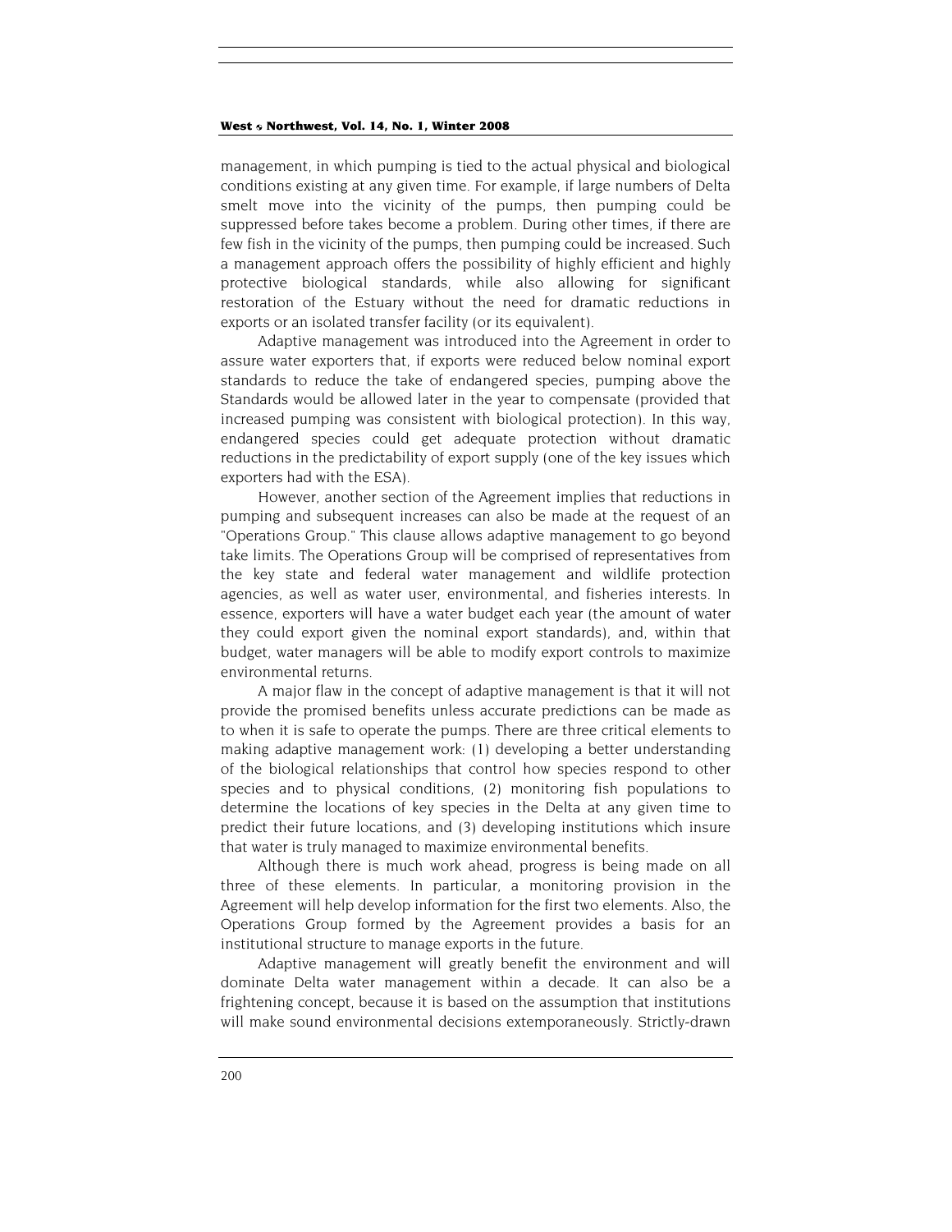management, in which pumping is tied to the actual physical and biological conditions existing at any given time. For example, if large numbers of Delta smelt move into the vicinity of the pumps, then pumping could be suppressed before takes become a problem. During other times, if there are few fish in the vicinity of the pumps, then pumping could be increased. Such a management approach offers the possibility of highly efficient and highly protective biological standards, while also allowing for significant restoration of the Estuary without the need for dramatic reductions in exports or an isolated transfer facility (or its equivalent).

Adaptive management was introduced into the Agreement in order to assure water exporters that, if exports were reduced below nominal export standards to reduce the take of endangered species, pumping above the Standards would be allowed later in the year to compensate (provided that increased pumping was consistent with biological protection). In this way, endangered species could get adequate protection without dramatic reductions in the predictability of export supply (one of the key issues which exporters had with the ESA).

However, another section of the Agreement implies that reductions in pumping and subsequent increases can also be made at the request of an "Operations Group." This clause allows adaptive management to go beyond take limits. The Operations Group will be comprised of representatives from the key state and federal water management and wildlife protection agencies, as well as water user, environmental, and fisheries interests. In essence, exporters will have a water budget each year (the amount of water they could export given the nominal export standards), and, within that budget, water managers will be able to modify export controls to maximize environmental returns.

A major flaw in the concept of adaptive management is that it will not provide the promised benefits unless accurate predictions can be made as to when it is safe to operate the pumps. There are three critical elements to making adaptive management work: (1) developing a better understanding of the biological relationships that control how species respond to other species and to physical conditions, (2) monitoring fish populations to determine the locations of key species in the Delta at any given time to predict their future locations, and (3) developing institutions which insure that water is truly managed to maximize environmental benefits.

Although there is much work ahead, progress is being made on all three of these elements. In particular, a monitoring provision in the Agreement will help develop information for the first two elements. Also, the Operations Group formed by the Agreement provides a basis for an institutional structure to manage exports in the future.

Adaptive management will greatly benefit the environment and will dominate Delta water management within a decade. It can also be a frightening concept, because it is based on the assumption that institutions will make sound environmental decisions extemporaneously. Strictly-drawn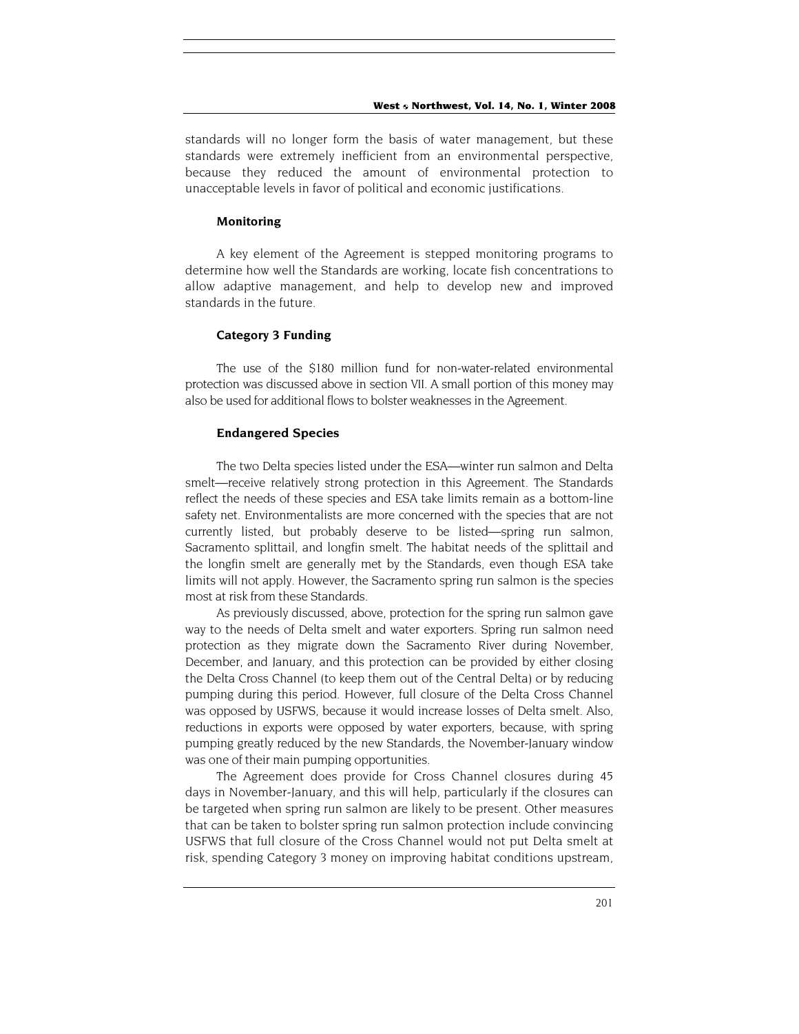standards will no longer form the basis of water management, but these standards were extremely inefficient from an environmental perspective, because they reduced the amount of environmental protection to unacceptable levels in favor of political and economic justifications.

### Monitoring

A key element of the Agreement is stepped monitoring programs to determine how well the Standards are working, locate fish concentrations to allow adaptive management, and help to develop new and improved standards in the future.

### Category 3 Funding

The use of the $180 million fund for non-water-related environmental protection was discussed above in section VII. A small portion of this money may also be used for additional flows to bolster weaknesses in the Agreement.

### Endangered Species

The two Delta species listed under the ESA—winter run salmon and Delta smelt—receive relatively strong protection in this Agreement. The Standards reflect the needs of these species and ESA take limits remain as a bottom-line safety net. Environmentalists are more concerned with the species that are not currently listed, but probably deserve to be listed—spring run salmon, Sacramento splittail, and longfin smelt. The habitat needs of the splittail and the longfin smelt are generally met by the Standards, even though ESA take limits will not apply. However, the Sacramento spring run salmon is the species most at risk from these Standards.

As previously discussed, above, protection for the spring run salmon gave way to the needs of Delta smelt and water exporters. Spring run salmon need protection as they migrate down the Sacramento River during November, December, and January, and this protection can be provided by either closing the Delta Cross Channel (to keep them out of the Central Delta) or by reducing pumping during this period. However, full closure of the Delta Cross Channel was opposed by USFWS, because it would increase losses of Delta smelt. Also, reductions in exports were opposed by water exporters, because, with spring pumping greatly reduced by the new Standards, the November-January window was one of their main pumping opportunities.

The Agreement does provide for Cross Channel closures during 45 days in November-January, and this will help, particularly if the closures can be targeted when spring run salmon are likely to be present. Other measures that can be taken to bolster spring run salmon protection include convincing USFWS that full closure of the Cross Channel would not put Delta smelt at risk, spending Category 3 money on improving habitat conditions upstream,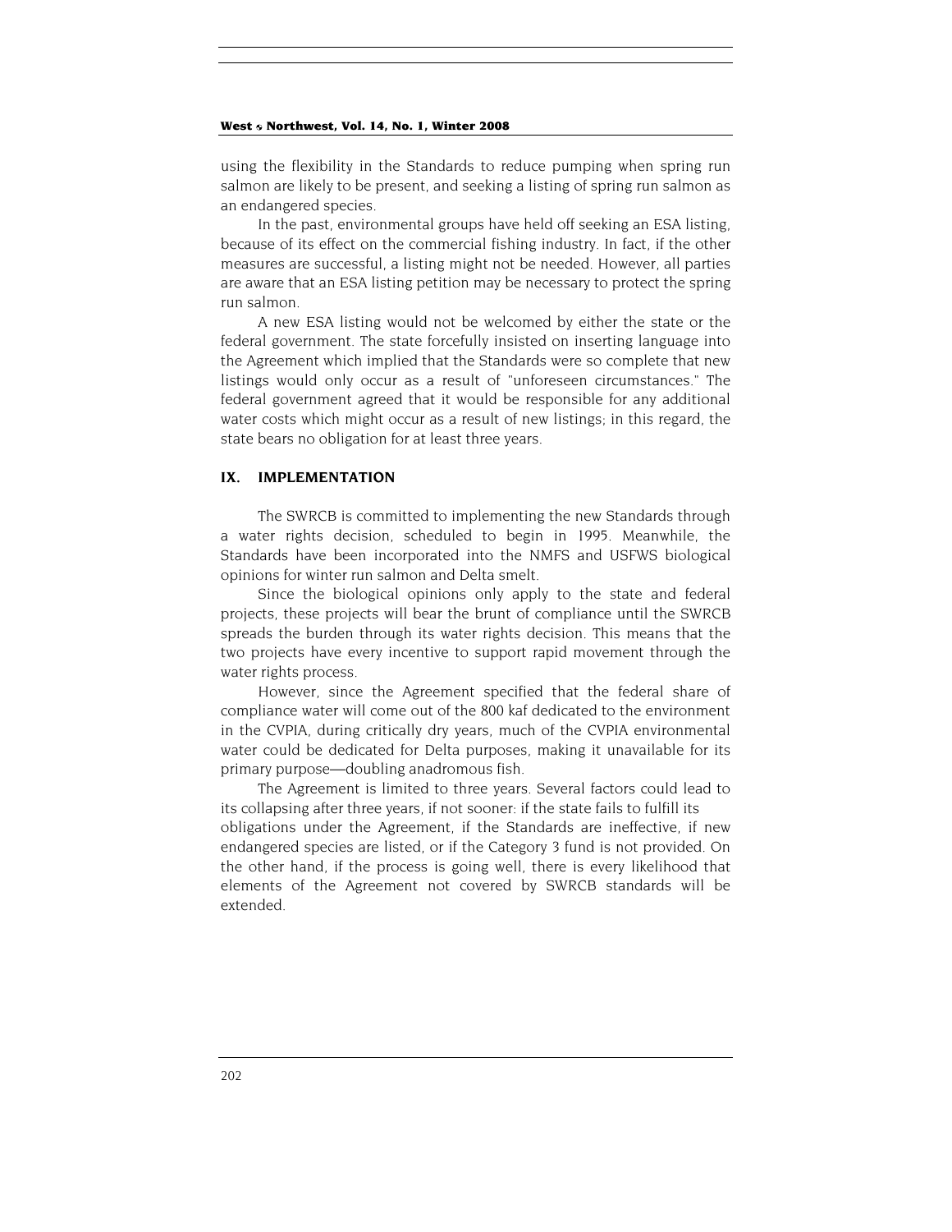using the flexibility in the Standards to reduce pumping when spring run salmon are likely to be present, and seeking a listing of spring run salmon as an endangered species.

In the past, environmental groups have held off seeking an ESA listing, because of its effect on the commercial fishing industry. In fact, if the other measures are successful, a listing might not be needed. However, all parties are aware that an ESA listing petition may be necessary to protect the spring run salmon.

A new ESA listing would not be welcomed by either the state or the federal government. The state forcefully insisted on inserting language into the Agreement which implied that the Standards were so complete that new listings would only occur as a result of "unforeseen circumstances." The federal government agreed that it would be responsible for any additional water costs which might occur as a result of new listings; in this regard, the state bears no obligation for at least three years.

## IX. IMPLEMENTATION

The SWRCB is committed to implementing the new Standards through a water rights decision, scheduled to begin in 1995. Meanwhile, the Standards have been incorporated into the NMFS and USFWS biological opinions for winter run salmon and Delta smelt.

Since the biological opinions only apply to the state and federal projects, these projects will bear the brunt of compliance until the SWRCB spreads the burden through its water rights decision. This means that the two projects have every incentive to support rapid movement through the water rights process.

However, since the Agreement specified that the federal share of compliance water will come out of the 800 kaf dedicated to the environment in the CVPIA, during critically dry years, much of the CVPIA environmental water could be dedicated for Delta purposes, making it unavailable for its primary purpose—doubling anadromous fish.

The Agreement is limited to three years. Several factors could lead to its collapsing after three years, if not sooner: if the state fails to fulfill its obligations under the Agreement, if the Standards are ineffective, if new endangered species are listed, or if the Category 3 fund is not provided. On the other hand, if the process is going well, there is every likelihood that elements of the Agreement not covered by SWRCB standards will be extended.